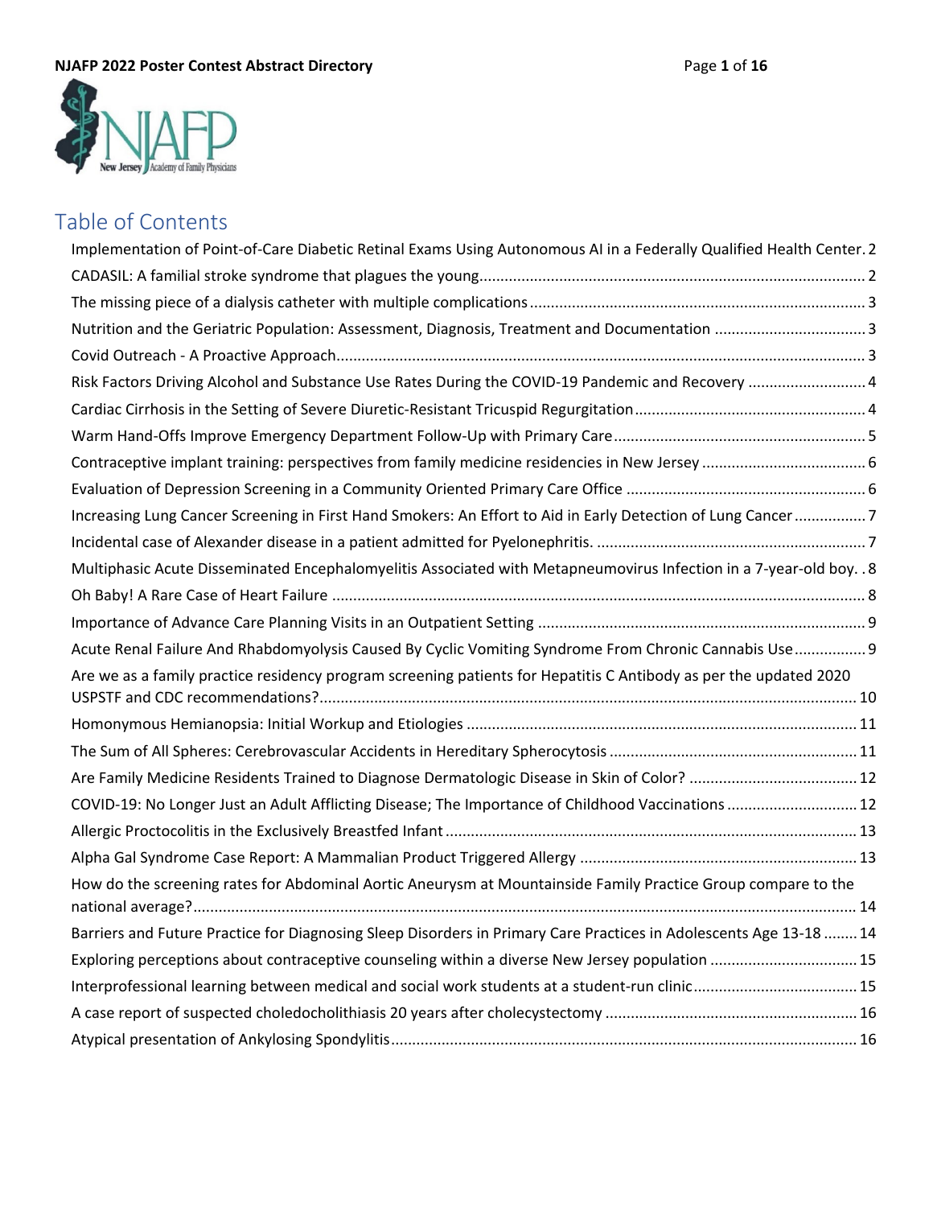# Table of Contents

Implementation of Point-of-Care Diabetic Retinal Exams Using Autonomous AI in a Federally Qualified Health Center. 2

CADASIL: A familial stroke syndrome that plagues the young ... 2

The missing piece of a dialysis catheter with multiple complications ... 3

Nutrition and the Geriatric Population: Assessment, Diagnosis, Treatment and Documentation ... 3

Covid Outreach - A Proactive Approach ... 3

Risk Factors Driving Alcohol and Substance Use Rates During the COVID-19 Pandemic and Recovery ... 4

Cardiac Cirrhosis in the Setting of Severe Diuretic-Resistant Tricuspid Regurgitation ... 4

Warm Hand-Offs Improve Emergency Department Follow-Up with Primary Care ... 5

Contraceptive implant training: perspectives from family medicine residencies in New Jersey ... 6

Evaluation of Depression Screening in a Community Oriented Primary Care Office ... 6

Increasing Lung Cancer Screening in First Hand Smokers: An Effort to Aid in Early Detection of Lung Cancer ... 7

Incidental case of Alexander disease in a patient admitted for Pyelonephritis. ... 7

Multiphasic Acute Disseminated Encephalomyelitis Associated with Metapneumovirus Infection in a 7-year-old boy. . 8

Oh Baby! A Rare Case of Heart Failure ... 8

Importance of Advance Care Planning Visits in an Outpatient Setting ... 9

Acute Renal Failure And Rhabdomyolysis Caused By Cyclic Vomiting Syndrome From Chronic Cannabis Use ... 9

Are we as a family practice residency program screening patients for Hepatitis C Antibody as per the updated 2020 USPSTF and CDC recommendations? ... 10

Homonymous Hemianopsia: Initial Workup and Etiologies ... 11

The Sum of All Spheres: Cerebrovascular Accidents in Hereditary Spherocytosis ... 11

Are Family Medicine Residents Trained to Diagnose Dermatologic Disease in Skin of Color? ... 12

COVID-19: No Longer Just an Adult Afflicting Disease; The Importance of Childhood Vaccinations ... 12

Allergic Proctocolitis in the Exclusively Breastfed Infant ... 13

Alpha Gal Syndrome Case Report: A Mammalian Product Triggered Allergy ... 13

How do the screening rates for Abdominal Aortic Aneurysm at Mountainside Family Practice Group compare to the national average? ... 14

Barriers and Future Practice for Diagnosing Sleep Disorders in Primary Care Practices in Adolescents Age 13-18 ... 14

Exploring perceptions about contraceptive counseling within a diverse New Jersey population ... 15

Interprofessional learning between medical and social work students at a student-run clinic ... 15

A case report of suspected choledocholithiasis 20 years after cholecystectomy ... 16

Atypical presentation of Ankylosing Spondylitis ... 16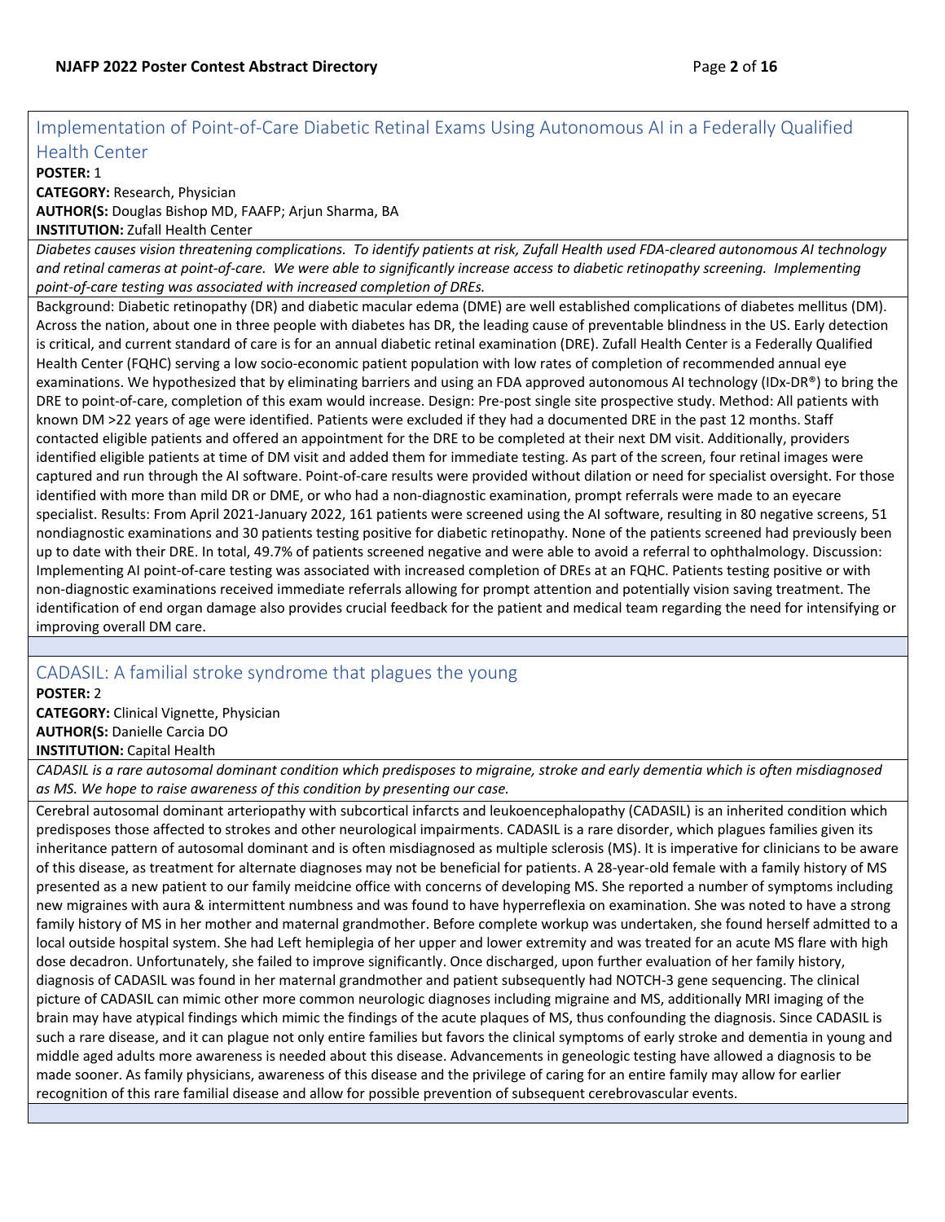## Implementation of Point-of-Care Diabetic Retinal Exams Using Autonomous AI in a Federally Qualified Health Center

**POSTER:** 1
**CATEGORY:** Research, Physician
**AUTHOR(S:** Douglas Bishop MD, FAAFP; Arjun Sharma, BA
**INSTITUTION:** Zufall Health Center

*Diabetes causes vision threatening complications. To identify patients at risk, Zufall Health used FDA-cleared autonomous AI technology and retinal cameras at point-of-care. We were able to significantly increase access to diabetic retinopathy screening. Implementing point-of-care testing was associated with increased completion of DREs.*

Background: Diabetic retinopathy (DR) and diabetic macular edema (DME) are well established complications of diabetes mellitus (DM). Across the nation, about one in three people with diabetes has DR, the leading cause of preventable blindness in the US. Early detection is critical, and current standard of care is for an annual diabetic retinal examination (DRE). Zufall Health Center is a Federally Qualified Health Center (FQHC) serving a low socio-economic patient population with low rates of completion of recommended annual eye examinations. We hypothesized that by eliminating barriers and using an FDA approved autonomous AI technology (IDx-DR®) to bring the DRE to point-of-care, completion of this exam would increase. Design: Pre-post single site prospective study. Method: All patients with known DM >22 years of age were identified. Patients were excluded if they had a documented DRE in the past 12 months. Staff contacted eligible patients and offered an appointment for the DRE to be completed at their next DM visit. Additionally, providers identified eligible patients at time of DM visit and added them for immediate testing. As part of the screen, four retinal images were captured and run through the AI software. Point-of-care results were provided without dilation or need for specialist oversight. For those identified with more than mild DR or DME, or who had a non-diagnostic examination, prompt referrals were made to an eyecare specialist. Results: From April 2021-January 2022, 161 patients were screened using the AI software, resulting in 80 negative screens, 51 nondiagnostic examinations and 30 patients testing positive for diabetic retinopathy. None of the patients screened had previously been up to date with their DRE. In total, 49.7% of patients screened negative and were able to avoid a referral to ophthalmology. Discussion: Implementing AI point-of-care testing was associated with increased completion of DREs at an FQHC. Patients testing positive or with non-diagnostic examinations received immediate referrals allowing for prompt attention and potentially vision saving treatment. The identification of end organ damage also provides crucial feedback for the patient and medical team regarding the need for intensifying or improving overall DM care.

## CADASIL: A familial stroke syndrome that plagues the young

**POSTER:** 2
**CATEGORY:** Clinical Vignette, Physician
**AUTHOR(S:** Danielle Carcia DO
**INSTITUTION:** Capital Health

*CADASIL is a rare autosomal dominant condition which predisposes to migraine, stroke and early dementia which is often misdiagnosed as MS. We hope to raise awareness of this condition by presenting our case.*

Cerebral autosomal dominant arteriopathy with subcortical infarcts and leukoencephalopathy (CADASIL) is an inherited condition which predisposes those affected to strokes and other neurological impairments. CADASIL is a rare disorder, which plagues families given its inheritance pattern of autosomal dominant and is often misdiagnosed as multiple sclerosis (MS). It is imperative for clinicians to be aware of this disease, as treatment for alternate diagnoses may not be beneficial for patients. A 28-year-old female with a family history of MS presented as a new patient to our family meidcine office with concerns of developing MS. She reported a number of symptoms including new migraines with aura & intermittent numbness and was found to have hyperreflexia on examination. She was noted to have a strong family history of MS in her mother and maternal grandmother. Before complete workup was undertaken, she found herself admitted to a local outside hospital system. She had Left hemiplegia of her upper and lower extremity and was treated for an acute MS flare with high dose decadron. Unfortunately, she failed to improve significantly. Once discharged, upon further evaluation of her family history, diagnosis of CADASIL was found in her maternal grandmother and patient subsequently had NOTCH-3 gene sequencing. The clinical picture of CADASIL can mimic other more common neurologic diagnoses including migraine and MS, additionally MRI imaging of the brain may have atypical findings which mimic the findings of the acute plaques of MS, thus confounding the diagnosis. Since CADASIL is such a rare disease, and it can plague not only entire families but favors the clinical symptoms of early stroke and dementia in young and middle aged adults more awareness is needed about this disease. Advancements in geneologic testing have allowed a diagnosis to be made sooner. As family physicians, awareness of this disease and the privilege of caring for an entire family may allow for earlier recognition of this rare familial disease and allow for possible prevention of subsequent cerebrovascular events.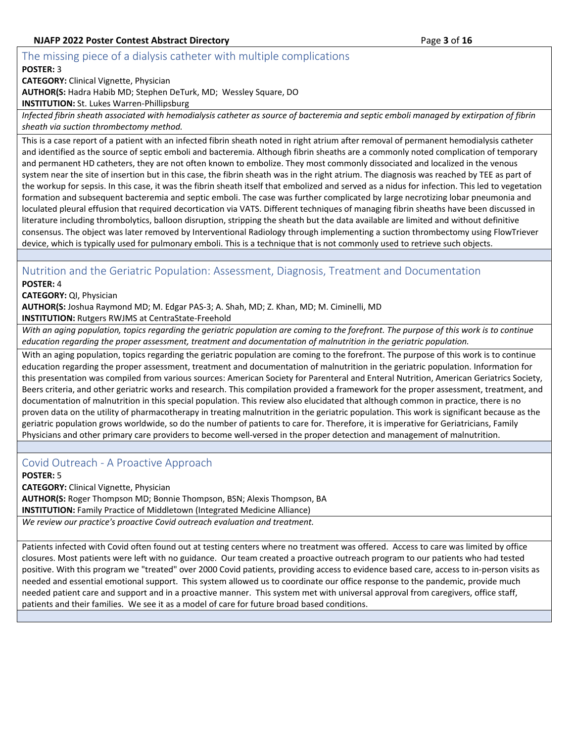## The missing piece of a dialysis catheter with multiple complications

**POSTER:** 3

**CATEGORY:** Clinical Vignette, Physician

**AUTHOR(S:** Hadra Habib MD; Stephen DeTurk, MD; Wessley Square, DO

**INSTITUTION:** St. Lukes Warren-Phillipsburg

*Infected fibrin sheath associated with hemodialysis catheter as source of bacteremia and septic emboli managed by extirpation of fibrin sheath via suction thrombectomy method.*

This is a case report of a patient with an infected fibrin sheath noted in right atrium after removal of permanent hemodialysis catheter and identified as the source of septic emboli and bacteremia. Although fibrin sheaths are a commonly noted complication of temporary and permanent HD catheters, they are not often known to embolize. They most commonly dissociated and localized in the venous system near the site of insertion but in this case, the fibrin sheath was in the right atrium. The diagnosis was reached by TEE as part of the workup for sepsis. In this case, it was the fibrin sheath itself that embolized and served as a nidus for infection. This led to vegetation formation and subsequent bacteremia and septic emboli. The case was further complicated by large necrotizing lobar pneumonia and loculated pleural effusion that required decortication via VATS. Different techniques of managing fibrin sheaths have been discussed in literature including thrombolytics, balloon disruption, stripping the sheath but the data available are limited and without definitive consensus. The object was later removed by Interventional Radiology through implementing a suction thrombectomy using FlowTriever device, which is typically used for pulmonary emboli. This is a technique that is not commonly used to retrieve such objects.

## Nutrition and the Geriatric Population: Assessment, Diagnosis, Treatment and Documentation

**POSTER:** 4

**CATEGORY:** QI, Physician

**AUTHOR(S:** Joshua Raymond MD; M. Edgar PAS-3; A. Shah, MD; Z. Khan, MD; M. Ciminelli, MD

**INSTITUTION:** Rutgers RWJMS at CentraState-Freehold

*With an aging population, topics regarding the geriatric population are coming to the forefront. The purpose of this work is to continue education regarding the proper assessment, treatment and documentation of malnutrition in the geriatric population.*

With an aging population, topics regarding the geriatric population are coming to the forefront. The purpose of this work is to continue education regarding the proper assessment, treatment and documentation of malnutrition in the geriatric population. Information for this presentation was compiled from various sources: American Society for Parenteral and Enteral Nutrition, American Geriatrics Society, Beers criteria, and other geriatric works and research. This compilation provided a framework for the proper assessment, treatment, and documentation of malnutrition in this special population. This review also elucidated that although common in practice, there is no proven data on the utility of pharmacotherapy in treating malnutrition in the geriatric population. This work is significant because as the geriatric population grows worldwide, so do the number of patients to care for. Therefore, it is imperative for Geriatricians, Family Physicians and other primary care providers to become well-versed in the proper detection and management of malnutrition.

## Covid Outreach - A Proactive Approach

**POSTER:** 5

**CATEGORY:** Clinical Vignette, Physician

**AUTHOR(S:** Roger Thompson MD; Bonnie Thompson, BSN; Alexis Thompson, BA

**INSTITUTION:** Family Practice of Middletown (Integrated Medicine Alliance)

*We review our practice's proactive Covid outreach evaluation and treatment.*

Patients infected with Covid often found out at testing centers where no treatment was offered. Access to care was limited by office closures. Most patients were left with no guidance. Our team created a proactive outreach program to our patients who had tested positive. With this program we "treated" over 2000 Covid patients, providing access to evidence based care, access to in-person visits as needed and essential emotional support. This system allowed us to coordinate our office response to the pandemic, provide much needed patient care and support and in a proactive manner. This system met with universal approval from caregivers, office staff, patients and their families. We see it as a model of care for future broad based conditions.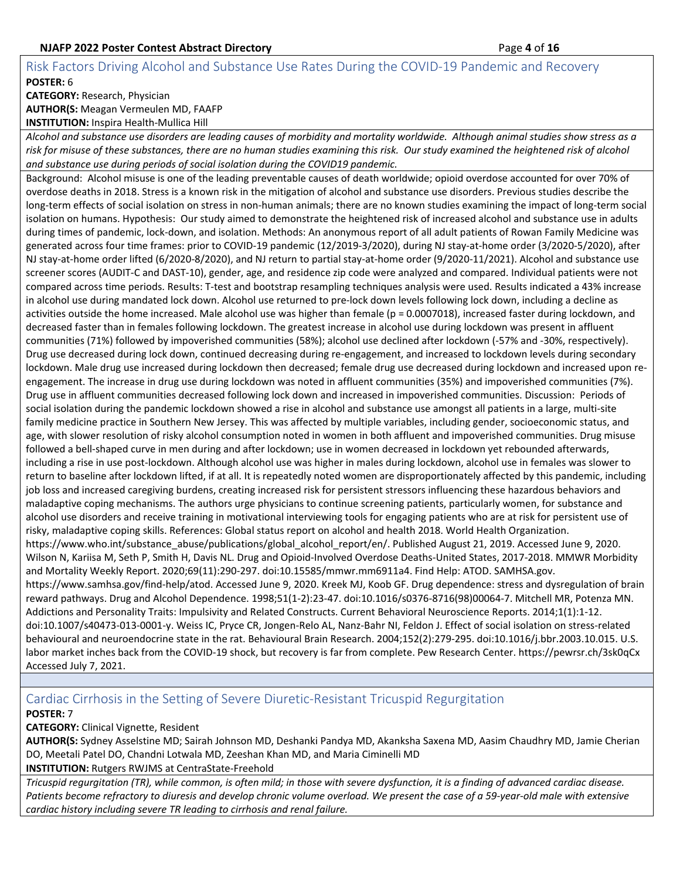## Risk Factors Driving Alcohol and Substance Use Rates During the COVID-19 Pandemic and Recovery

**POSTER:** 6

**CATEGORY:** Research, Physician

**AUTHOR(S:** Meagan Vermeulen MD, FAAFP

**INSTITUTION:** Inspira Health-Mullica Hill

*Alcohol and substance use disorders are leading causes of morbidity and mortality worldwide. Although animal studies show stress as a risk for misuse of these substances, there are no human studies examining this risk. Our study examined the heightened risk of alcohol and substance use during periods of social isolation during the COVID19 pandemic.*

Background: Alcohol misuse is one of the leading preventable causes of death worldwide; opioid overdose accounted for over 70% of overdose deaths in 2018. Stress is a known risk in the mitigation of alcohol and substance use disorders. Previous studies describe the long-term effects of social isolation on stress in non-human animals; there are no known studies examining the impact of long-term social isolation on humans. Hypothesis: Our study aimed to demonstrate the heightened risk of increased alcohol and substance use in adults during times of pandemic, lock-down, and isolation. Methods: An anonymous report of all adult patients of Rowan Family Medicine was generated across four time frames: prior to COVID-19 pandemic (12/2019-3/2020), during NJ stay-at-home order (3/2020-5/2020), after NJ stay-at-home order lifted (6/2020-8/2020), and NJ return to partial stay-at-home order (9/2020-11/2021). Alcohol and substance use screener scores (AUDIT-C and DAST-10), gender, age, and residence zip code were analyzed and compared. Individual patients were not compared across time periods. Results: T-test and bootstrap resampling techniques analysis were used. Results indicated a 43% increase in alcohol use during mandated lock down. Alcohol use returned to pre-lock down levels following lock down, including a decline as activities outside the home increased. Male alcohol use was higher than female ($p = 0.0007018$), increased faster during lockdown, and decreased faster than in females following lockdown. The greatest increase in alcohol use during lockdown was present in affluent communities (71%) followed by impoverished communities (58%); alcohol use declined after lockdown (-57% and -30%, respectively). Drug use decreased during lock down, continued decreasing during re-engagement, and increased to lockdown levels during secondary lockdown. Male drug use increased during lockdown then decreased; female drug use decreased during lockdown and increased upon re-engagement. The increase in drug use during lockdown was noted in affluent communities (35%) and impoverished communities (7%). Drug use in affluent communities decreased following lock down and increased in impoverished communities. Discussion: Periods of social isolation during the pandemic lockdown showed a rise in alcohol and substance use amongst all patients in a large, multi-site family medicine practice in Southern New Jersey. This was affected by multiple variables, including gender, socioeconomic status, and age, with slower resolution of risky alcohol consumption noted in women in both affluent and impoverished communities. Drug misuse followed a bell-shaped curve in men during and after lockdown; use in women decreased in lockdown yet rebounded afterwards, including a rise in use post-lockdown. Although alcohol use was higher in males during lockdown, alcohol use in females was slower to return to baseline after lockdown lifted, if at all. It is repeatedly noted women are disproportionately affected by this pandemic, including job loss and increased caregiving burdens, creating increased risk for persistent stressors influencing these hazardous behaviors and maladaptive coping mechanisms. The authors urge physicians to continue screening patients, particularly women, for substance and alcohol use disorders and receive training in motivational interviewing tools for engaging patients who are at risk for persistent use of risky, maladaptive coping skills. References: Global status report on alcohol and health 2018. World Health Organization. https://www.who.int/substance_abuse/publications/global_alcohol_report/en/. Published August 21, 2019. Accessed June 9, 2020. Wilson N, Kariisa M, Seth P, Smith H, Davis NL. Drug and Opioid-Involved Overdose Deaths-United States, 2017-2018. MMWR Morbidity and Mortality Weekly Report. 2020;69(11):290-297. doi:10.15585/mmwr.mm6911a4. Find Help: ATOD. SAMHSA.gov. https://www.samhsa.gov/find-help/atod. Accessed June 9, 2020. Kreek MJ, Koob GF. Drug dependence: stress and dysregulation of brain reward pathways. Drug and Alcohol Dependence. 1998;51(1-2):23-47. doi:10.1016/s0376-8716(98)00064-7. Mitchell MR, Potenza MN. Addictions and Personality Traits: Impulsivity and Related Constructs. Current Behavioral Neuroscience Reports. 2014;1(1):1-12. doi:10.1007/s40473-013-0001-y. Weiss IC, Pryce CR, Jongen-Relo AL, Nanz-Bahr NI, Feldon J. Effect of social isolation on stress-related behavioural and neuroendocrine state in the rat. Behavioural Brain Research. 2004;152(2):279-295. doi:10.1016/j.bbr.2003.10.015. U.S. labor market inches back from the COVID-19 shock, but recovery is far from complete. Pew Research Center. https://pewrsr.ch/3sk0qCx Accessed July 7, 2021.

## Cardiac Cirrhosis in the Setting of Severe Diuretic-Resistant Tricuspid Regurgitation

**POSTER:** 7

**CATEGORY:** Clinical Vignette, Resident

**AUTHOR(S:** Sydney Asselstine MD; Sairah Johnson MD, Deshanki Pandya MD, Akanksha Saxena MD, Aasim Chaudhry MD, Jamie Cherian DO, Meetali Patel DO, Chandni Lotwala MD, Zeeshan Khan MD, and Maria Ciminelli MD

**INSTITUTION:** Rutgers RWJMS at CentraState-Freehold

*Tricuspid regurgitation (TR), while common, is often mild; in those with severe dysfunction, it is a finding of advanced cardiac disease. Patients become refractory to diuresis and develop chronic volume overload. We present the case of a 59-year-old male with extensive cardiac history including severe TR leading to cirrhosis and renal failure.*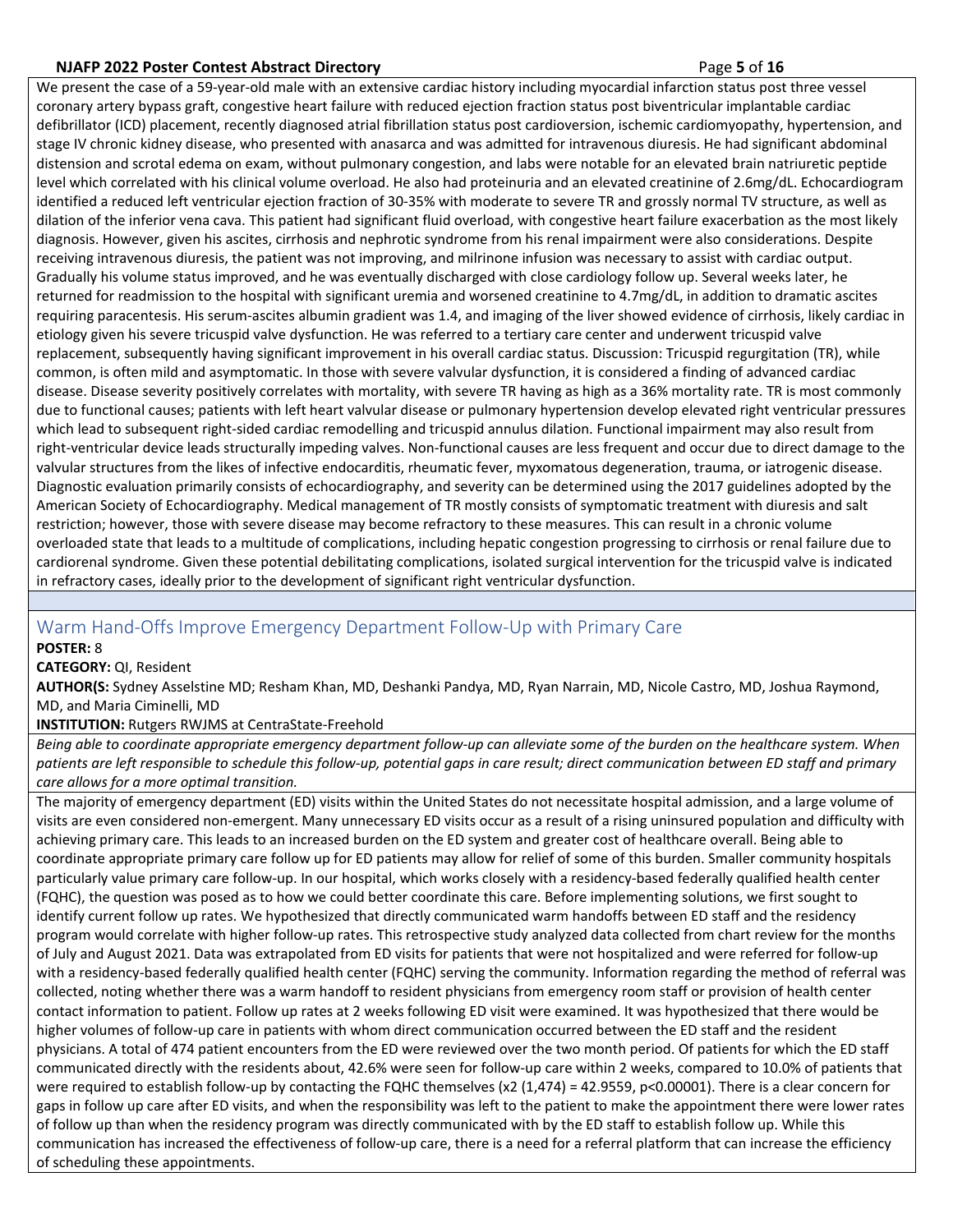We present the case of a 59-year-old male with an extensive cardiac history including myocardial infarction status post three vessel coronary artery bypass graft, congestive heart failure with reduced ejection fraction status post biventricular implantable cardiac defibrillator (ICD) placement, recently diagnosed atrial fibrillation status post cardioversion, ischemic cardiomyopathy, hypertension, and stage IV chronic kidney disease, who presented with anasarca and was admitted for intravenous diuresis. He had significant abdominal distension and scrotal edema on exam, without pulmonary congestion, and labs were notable for an elevated brain natriuretic peptide level which correlated with his clinical volume overload. He also had proteinuria and an elevated creatinine of 2.6mg/dL. Echocardiogram identified a reduced left ventricular ejection fraction of 30-35% with moderate to severe TR and grossly normal TV structure, as well as dilation of the inferior vena cava. This patient had significant fluid overload, with congestive heart failure exacerbation as the most likely diagnosis. However, given his ascites, cirrhosis and nephrotic syndrome from his renal impairment were also considerations. Despite receiving intravenous diuresis, the patient was not improving, and milrinone infusion was necessary to assist with cardiac output. Gradually his volume status improved, and he was eventually discharged with close cardiology follow up. Several weeks later, he returned for readmission to the hospital with significant uremia and worsened creatinine to 4.7mg/dL, in addition to dramatic ascites requiring paracentesis. His serum-ascites albumin gradient was 1.4, and imaging of the liver showed evidence of cirrhosis, likely cardiac in etiology given his severe tricuspid valve dysfunction. He was referred to a tertiary care center and underwent tricuspid valve replacement, subsequently having significant improvement in his overall cardiac status. Discussion: Tricuspid regurgitation (TR), while common, is often mild and asymptomatic. In those with severe valvular dysfunction, it is considered a finding of advanced cardiac disease. Disease severity positively correlates with mortality, with severe TR having as high as a 36% mortality rate. TR is most commonly due to functional causes; patients with left heart valvular disease or pulmonary hypertension develop elevated right ventricular pressures which lead to subsequent right-sided cardiac remodelling and tricuspid annulus dilation. Functional impairment may also result from right-ventricular device leads structurally impeding valves. Non-functional causes are less frequent and occur due to direct damage to the valvular structures from the likes of infective endocarditis, rheumatic fever, myxomatous degeneration, trauma, or iatrogenic disease. Diagnostic evaluation primarily consists of echocardiography, and severity can be determined using the 2017 guidelines adopted by the American Society of Echocardiography. Medical management of TR mostly consists of symptomatic treatment with diuresis and salt restriction; however, those with severe disease may become refractory to these measures. This can result in a chronic volume overloaded state that leads to a multitude of complications, including hepatic congestion progressing to cirrhosis or renal failure due to cardiorenal syndrome. Given these potential debilitating complications, isolated surgical intervention for the tricuspid valve is indicated in refractory cases, ideally prior to the development of significant right ventricular dysfunction.

## Warm Hand-Offs Improve Emergency Department Follow-Up with Primary Care

**POSTER:** 8

**CATEGORY:** QI, Resident

**AUTHOR(S:** Sydney Asselstine MD; Resham Khan, MD, Deshanki Pandya, MD, Ryan Narrain, MD, Nicole Castro, MD, Joshua Raymond, MD, and Maria Ciminelli, MD

**INSTITUTION:** Rutgers RWJMS at CentraState-Freehold

*Being able to coordinate appropriate emergency department follow-up can alleviate some of the burden on the healthcare system. When patients are left responsible to schedule this follow-up, potential gaps in care result; direct communication between ED staff and primary care allows for a more optimal transition.*

The majority of emergency department (ED) visits within the United States do not necessitate hospital admission, and a large volume of visits are even considered non-emergent. Many unnecessary ED visits occur as a result of a rising uninsured population and difficulty with achieving primary care. This leads to an increased burden on the ED system and greater cost of healthcare overall. Being able to coordinate appropriate primary care follow up for ED patients may allow for relief of some of this burden. Smaller community hospitals particularly value primary care follow-up. In our hospital, which works closely with a residency-based federally qualified health center (FQHC), the question was posed as to how we could better coordinate this care. Before implementing solutions, we first sought to identify current follow up rates. We hypothesized that directly communicated warm handoffs between ED staff and the residency program would correlate with higher follow-up rates. This retrospective study analyzed data collected from chart review for the months of July and August 2021. Data was extrapolated from ED visits for patients that were not hospitalized and were referred for follow-up with a residency-based federally qualified health center (FQHC) serving the community. Information regarding the method of referral was collected, noting whether there was a warm handoff to resident physicians from emergency room staff or provision of health center contact information to patient. Follow up rates at 2 weeks following ED visit were examined. It was hypothesized that there would be higher volumes of follow-up care in patients with whom direct communication occurred between the ED staff and the resident physicians. A total of 474 patient encounters from the ED were reviewed over the two month period. Of patients for which the ED staff communicated directly with the residents about, 42.6% were seen for follow-up care within 2 weeks, compared to 10.0% of patients that were required to establish follow-up by contacting the FQHC themselves ($x2$ (1,474) = 42.9559, $p<0.00001$). There is a clear concern for gaps in follow up care after ED visits, and when the responsibility was left to the patient to make the appointment there were lower rates of follow up than when the residency program was directly communicated with by the ED staff to establish follow up. While this communication has increased the effectiveness of follow-up care, there is a need for a referral platform that can increase the efficiency of scheduling these appointments.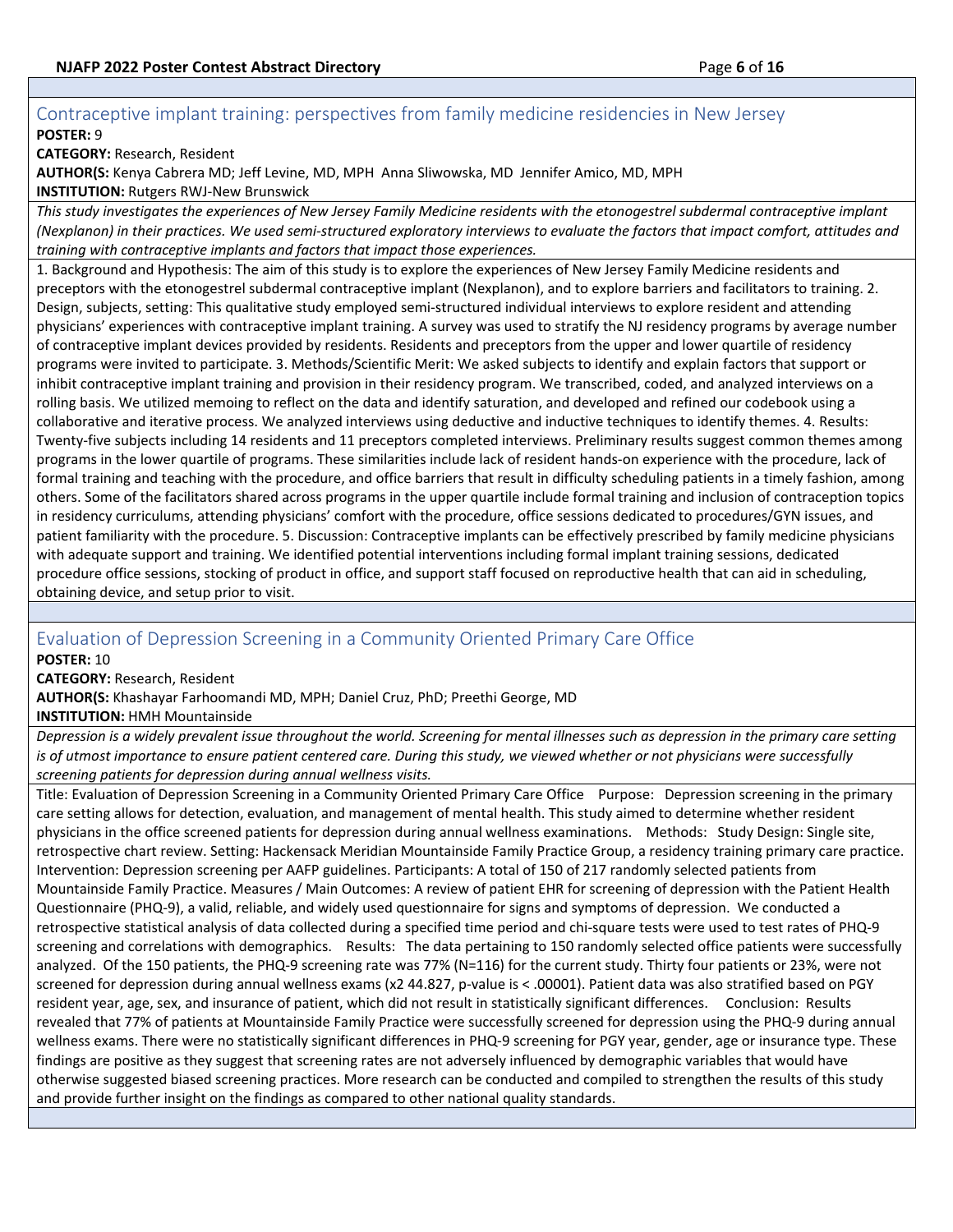## Contraceptive implant training: perspectives from family medicine residencies in New Jersey

**POSTER:** 9

**CATEGORY:** Research, Resident

**AUTHOR(S:** Kenya Cabrera MD; Jeff Levine, MD, MPH Anna Sliwowska, MD Jennifer Amico, MD, MPH

**INSTITUTION:** Rutgers RWJ-New Brunswick

*This study investigates the experiences of New Jersey Family Medicine residents with the etonogestrel subdermal contraceptive implant (Nexplanon) in their practices. We used semi-structured exploratory interviews to evaluate the factors that impact comfort, attitudes and training with contraceptive implants and factors that impact those experiences.*

1. Background and Hypothesis: The aim of this study is to explore the experiences of New Jersey Family Medicine residents and preceptors with the etonogestrel subdermal contraceptive implant (Nexplanon), and to explore barriers and facilitators to training. 2. Design, subjects, setting: This qualitative study employed semi-structured individual interviews to explore resident and attending physicians' experiences with contraceptive implant training. A survey was used to stratify the NJ residency programs by average number of contraceptive implant devices provided by residents. Residents and preceptors from the upper and lower quartile of residency programs were invited to participate. 3. Methods/Scientific Merit: We asked subjects to identify and explain factors that support or inhibit contraceptive implant training and provision in their residency program. We transcribed, coded, and analyzed interviews on a rolling basis. We utilized memoing to reflect on the data and identify saturation, and developed and refined our codebook using a collaborative and iterative process. We analyzed interviews using deductive and inductive techniques to identify themes. 4. Results: Twenty-five subjects including 14 residents and 11 preceptors completed interviews. Preliminary results suggest common themes among programs in the lower quartile of programs. These similarities include lack of resident hands-on experience with the procedure, lack of formal training and teaching with the procedure, and office barriers that result in difficulty scheduling patients in a timely fashion, among others. Some of the facilitators shared across programs in the upper quartile include formal training and inclusion of contraception topics in residency curriculums, attending physicians' comfort with the procedure, office sessions dedicated to procedures/GYN issues, and patient familiarity with the procedure. 5. Discussion: Contraceptive implants can be effectively prescribed by family medicine physicians with adequate support and training. We identified potential interventions including formal implant training sessions, dedicated procedure office sessions, stocking of product in office, and support staff focused on reproductive health that can aid in scheduling, obtaining device, and setup prior to visit.

## Evaluation of Depression Screening in a Community Oriented Primary Care Office

**POSTER:** 10

**CATEGORY:** Research, Resident

**AUTHOR(S:** Khashayar Farhoomandi MD, MPH; Daniel Cruz, PhD; Preethi George, MD

**INSTITUTION:** HMH Mountainside

*Depression is a widely prevalent issue throughout the world. Screening for mental illnesses such as depression in the primary care setting is of utmost importance to ensure patient centered care. During this study, we viewed whether or not physicians were successfully screening patients for depression during annual wellness visits.*

Title: Evaluation of Depression Screening in a Community Oriented Primary Care Office Purpose: Depression screening in the primary care setting allows for detection, evaluation, and management of mental health. This study aimed to determine whether resident physicians in the office screened patients for depression during annual wellness examinations. Methods: Study Design: Single site, retrospective chart review. Setting: Hackensack Meridian Mountainside Family Practice Group, a residency training primary care practice. Intervention: Depression screening per AAFP guidelines. Participants: A total of 150 of 217 randomly selected patients from Mountainside Family Practice. Measures / Main Outcomes: A review of patient EHR for screening of depression with the Patient Health Questionnaire (PHQ-9), a valid, reliable, and widely used questionnaire for signs and symptoms of depression. We conducted a retrospective statistical analysis of data collected during a specified time period and chi-square tests were used to test rates of PHQ-9 screening and correlations with demographics. Results: The data pertaining to 150 randomly selected office patients were successfully analyzed. Of the 150 patients, the PHQ-9 screening rate was 77% (N=116) for the current study. Thirty four patients or 23%, were not screened for depression during annual wellness exams (x2 44.827, p-value is < .00001). Patient data was also stratified based on PGY resident year, age, sex, and insurance of patient, which did not result in statistically significant differences. Conclusion: Results revealed that 77% of patients at Mountainside Family Practice were successfully screened for depression using the PHQ-9 during annual wellness exams. There were no statistically significant differences in PHQ-9 screening for PGY year, gender, age or insurance type. These findings are positive as they suggest that screening rates are not adversely influenced by demographic variables that would have otherwise suggested biased screening practices. More research can be conducted and compiled to strengthen the results of this study and provide further insight on the findings as compared to other national quality standards.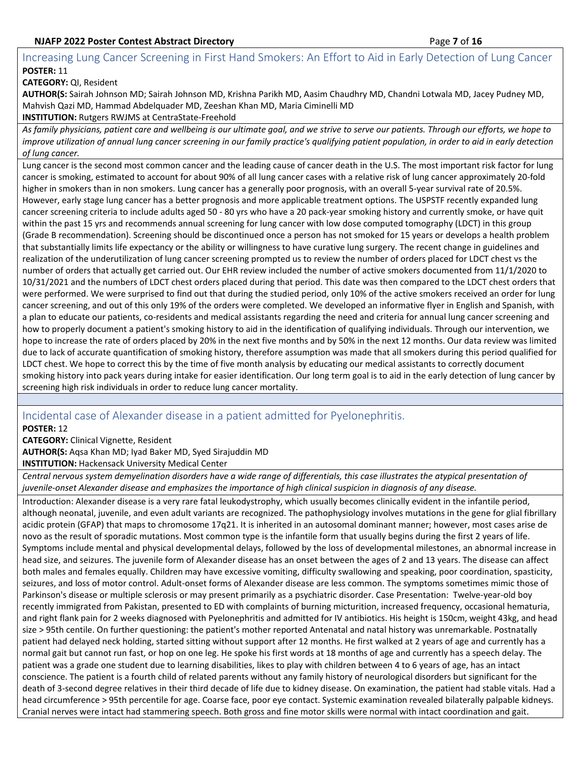## Increasing Lung Cancer Screening in First Hand Smokers: An Effort to Aid in Early Detection of Lung Cancer

**POSTER:** 11

**CATEGORY:** QI, Resident

**AUTHOR(S:** Sairah Johnson MD; Sairah Johnson MD, Krishna Parikh MD, Aasim Chaudhry MD, Chandni Lotwala MD, Jacey Pudney MD, Mahvish Qazi MD, Hammad Abdelquader MD, Zeeshan Khan MD, Maria Ciminelli MD

**INSTITUTION:** Rutgers RWJMS at CentraState-Freehold

*As family physicians, patient care and wellbeing is our ultimate goal, and we strive to serve our patients. Through our efforts, we hope to improve utilization of annual lung cancer screening in our family practice's qualifying patient population, in order to aid in early detection of lung cancer.*

Lung cancer is the second most common cancer and the leading cause of cancer death in the U.S. The most important risk factor for lung cancer is smoking, estimated to account for about 90% of all lung cancer cases with a relative risk of lung cancer approximately 20-fold higher in smokers than in non smokers. Lung cancer has a generally poor prognosis, with an overall 5-year survival rate of 20.5%. However, early stage lung cancer has a better prognosis and more applicable treatment options. The USPSTF recently expanded lung cancer screening criteria to include adults aged 50 - 80 yrs who have a 20 pack-year smoking history and currently smoke, or have quit within the past 15 yrs and recommends annual screening for lung cancer with low dose computed tomography (LDCT) in this group (Grade B recommendation). Screening should be discontinued once a person has not smoked for 15 years or develops a health problem that substantially limits life expectancy or the ability or willingness to have curative lung surgery. The recent change in guidelines and realization of the underutilization of lung cancer screening prompted us to review the number of orders placed for LDCT chest vs the number of orders that actually get carried out. Our EHR review included the number of active smokers documented from 11/1/2020 to 10/31/2021 and the numbers of LDCT chest orders placed during that period. This date was then compared to the LDCT chest orders that were performed. We were surprised to find out that during the studied period, only 10% of the active smokers received an order for lung cancer screening, and out of this only 19% of the orders were completed. We developed an informative flyer in English and Spanish, with a plan to educate our patients, co-residents and medical assistants regarding the need and criteria for annual lung cancer screening and how to properly document a patient's smoking history to aid in the identification of qualifying individuals. Through our intervention, we hope to increase the rate of orders placed by 20% in the next five months and by 50% in the next 12 months. Our data review was limited due to lack of accurate quantification of smoking history, therefore assumption was made that all smokers during this period qualified for LDCT chest. We hope to correct this by the time of five month analysis by educating our medical assistants to correctly document smoking history into pack years during intake for easier identification. Our long term goal is to aid in the early detection of lung cancer by screening high risk individuals in order to reduce lung cancer mortality.

## Incidental case of Alexander disease in a patient admitted for Pyelonephritis.

**POSTER:** 12

**CATEGORY:** Clinical Vignette, Resident

**AUTHOR(S:** Aqsa Khan MD; Iyad Baker MD, Syed Sirajuddin MD

**INSTITUTION:** Hackensack University Medical Center

*Central nervous system demyelination disorders have a wide range of differentials, this case illustrates the atypical presentation of juvenile-onset Alexander disease and emphasizes the importance of high clinical suspicion in diagnosis of any disease.*

Introduction: Alexander disease is a very rare fatal leukodystrophy, which usually becomes clinically evident in the infantile period, although neonatal, juvenile, and even adult variants are recognized. The pathophysiology involves mutations in the gene for glial fibrillary acidic protein (GFAP) that maps to chromosome 17q21. It is inherited in an autosomal dominant manner; however, most cases arise de novo as the result of sporadic mutations. Most common type is the infantile form that usually begins during the first 2 years of life. Symptoms include mental and physical developmental delays, followed by the loss of developmental milestones, an abnormal increase in head size, and seizures. The juvenile form of Alexander disease has an onset between the ages of 2 and 13 years. The disease can affect both males and females equally. Children may have excessive vomiting, difficulty swallowing and speaking, poor coordination, spasticity, seizures, and loss of motor control. Adult-onset forms of Alexander disease are less common. The symptoms sometimes mimic those of Parkinson's disease or multiple sclerosis or may present primarily as a psychiatric disorder. Case Presentation: Twelve-year-old boy recently immigrated from Pakistan, presented to ED with complaints of burning micturition, increased frequency, occasional hematuria, and right flank pain for 2 weeks diagnosed with Pyelonephritis and admitted for IV antibiotics. His height is 150cm, weight 43kg, and head size > 95th centile. On further questioning: the patient's mother reported Antenatal and natal history was unremarkable. Postnatally patient had delayed neck holding, started sitting without support after 12 months. He first walked at 2 years of age and currently has a normal gait but cannot run fast, or hop on one leg. He spoke his first words at 18 months of age and currently has a speech delay. The patient was a grade one student due to learning disabilities, likes to play with children between 4 to 6 years of age, has an intact conscience. The patient is a fourth child of related parents without any family history of neurological disorders but significant for the death of 3-second degree relatives in their third decade of life due to kidney disease. On examination, the patient had stable vitals. Had a head circumference > 95th percentile for age. Coarse face, poor eye contact. Systemic examination revealed bilaterally palpable kidneys. Cranial nerves were intact had stammering speech. Both gross and fine motor skills were normal with intact coordination and gait.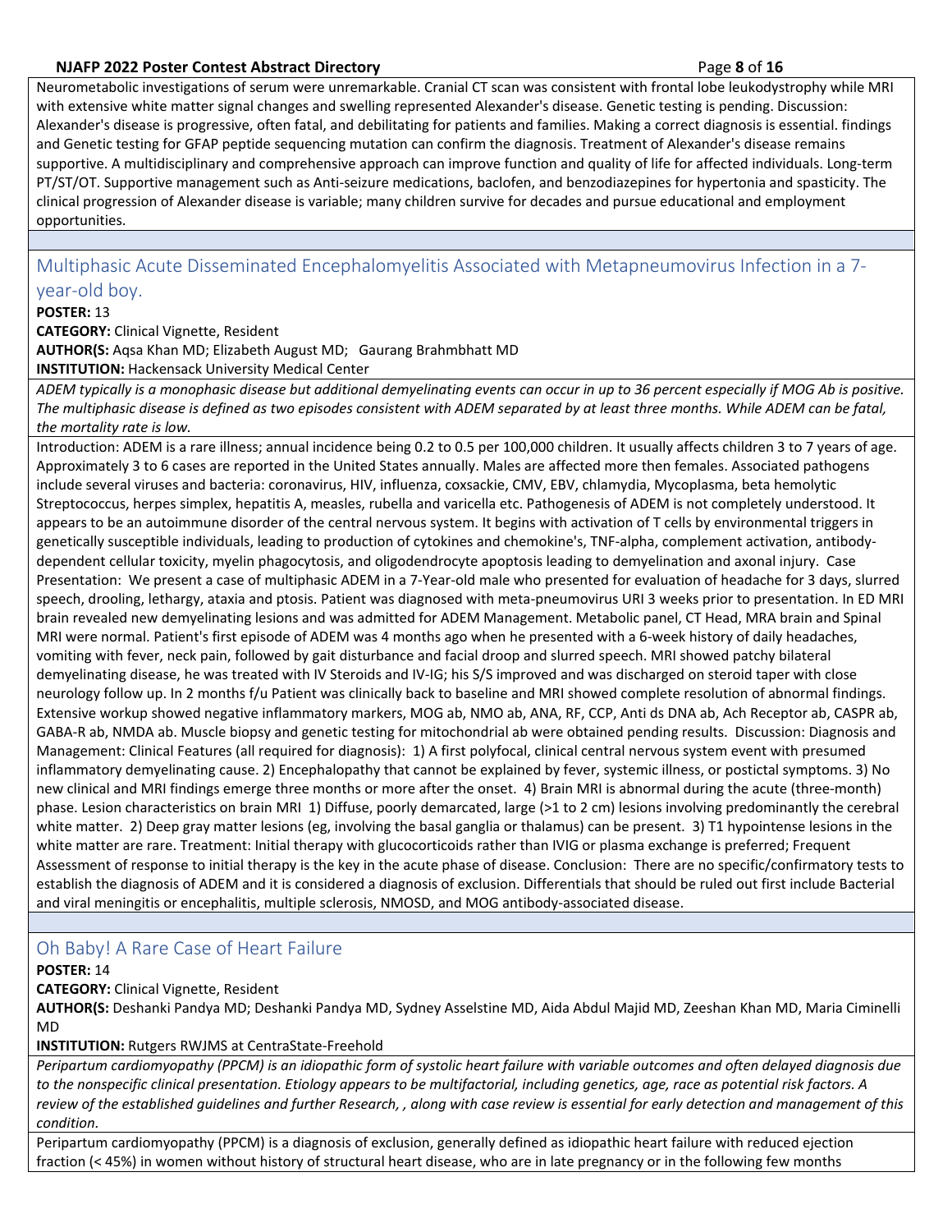Neurometabolic investigations of serum were unremarkable. Cranial CT scan was consistent with frontal lobe leukodystrophy while MRI with extensive white matter signal changes and swelling represented Alexander's disease. Genetic testing is pending. Discussion: Alexander's disease is progressive, often fatal, and debilitating for patients and families. Making a correct diagnosis is essential. findings and Genetic testing for GFAP peptide sequencing mutation can confirm the diagnosis. Treatment of Alexander's disease remains supportive. A multidisciplinary and comprehensive approach can improve function and quality of life for affected individuals. Long-term PT/ST/OT. Supportive management such as Anti-seizure medications, baclofen, and benzodiazepines for hypertonia and spasticity. The clinical progression of Alexander disease is variable; many children survive for decades and pursue educational and employment opportunities.

## Multiphasic Acute Disseminated Encephalomyelitis Associated with Metapneumovirus Infection in a 7-year-old boy.

**POSTER:** 13

**CATEGORY:** Clinical Vignette, Resident

**AUTHOR(S:** Aqsa Khan MD; Elizabeth August MD; Gaurang Brahmbhatt MD

**INSTITUTION:** Hackensack University Medical Center

*ADEM typically is a monophasic disease but additional demyelinating events can occur in up to 36 percent especially if MOG Ab is positive. The multiphasic disease is defined as two episodes consistent with ADEM separated by at least three months. While ADEM can be fatal, the mortality rate is low.*

Introduction: ADEM is a rare illness; annual incidence being 0.2 to 0.5 per 100,000 children. It usually affects children 3 to 7 years of age. Approximately 3 to 6 cases are reported in the United States annually. Males are affected more then females. Associated pathogens include several viruses and bacteria: coronavirus, HIV, influenza, coxsackie, CMV, EBV, chlamydia, Mycoplasma, beta hemolytic Streptococcus, herpes simplex, hepatitis A, measles, rubella and varicella etc. Pathogenesis of ADEM is not completely understood. It appears to be an autoimmune disorder of the central nervous system. It begins with activation of T cells by environmental triggers in genetically susceptible individuals, leading to production of cytokines and chemokine's, TNF-alpha, complement activation, antibody-dependent cellular toxicity, myelin phagocytosis, and oligodendrocyte apoptosis leading to demyelination and axonal injury. Case Presentation: We present a case of multiphasic ADEM in a 7-Year-old male who presented for evaluation of headache for 3 days, slurred speech, drooling, lethargy, ataxia and ptosis. Patient was diagnosed with meta-pneumovirus URI 3 weeks prior to presentation. In ED MRI brain revealed new demyelinating lesions and was admitted for ADEM Management. Metabolic panel, CT Head, MRA brain and Spinal MRI were normal. Patient's first episode of ADEM was 4 months ago when he presented with a 6-week history of daily headaches, vomiting with fever, neck pain, followed by gait disturbance and facial droop and slurred speech. MRI showed patchy bilateral demyelinating disease, he was treated with IV Steroids and IV-IG; his S/S improved and was discharged on steroid taper with close neurology follow up. In 2 months f/u Patient was clinically back to baseline and MRI showed complete resolution of abnormal findings. Extensive workup showed negative inflammatory markers, MOG ab, NMO ab, ANA, RF, CCP, Anti ds DNA ab, Ach Receptor ab, CASPR ab, GABA-R ab, NMDA ab. Muscle biopsy and genetic testing for mitochondrial ab were obtained pending results. Discussion: Diagnosis and Management: Clinical Features (all required for diagnosis): 1) A first polyfocal, clinical central nervous system event with presumed inflammatory demyelinating cause. 2) Encephalopathy that cannot be explained by fever, systemic illness, or postictal symptoms. 3) No new clinical and MRI findings emerge three months or more after the onset. 4) Brain MRI is abnormal during the acute (three-month) phase. Lesion characteristics on brain MRI 1) Diffuse, poorly demarcated, large (>1 to 2 cm) lesions involving predominantly the cerebral white matter. 2) Deep gray matter lesions (eg, involving the basal ganglia or thalamus) can be present. 3) T1 hypointense lesions in the white matter are rare. Treatment: Initial therapy with glucocorticoids rather than IVIG or plasma exchange is preferred; Frequent Assessment of response to initial therapy is the key in the acute phase of disease. Conclusion: There are no specific/confirmatory tests to establish the diagnosis of ADEM and it is considered a diagnosis of exclusion. Differentials that should be ruled out first include Bacterial and viral meningitis or encephalitis, multiple sclerosis, NMOSD, and MOG antibody-associated disease.

## Oh Baby! A Rare Case of Heart Failure

**POSTER:** 14

**CATEGORY:** Clinical Vignette, Resident

**AUTHOR(S:** Deshanki Pandya MD; Deshanki Pandya MD, Sydney Asselstine MD, Aida Abdul Majid MD, Zeeshan Khan MD, Maria Ciminelli MD

**INSTITUTION:** Rutgers RWJMS at CentraState-Freehold

*Peripartum cardiomyopathy (PPCM) is an idiopathic form of systolic heart failure with variable outcomes and often delayed diagnosis due to the nonspecific clinical presentation. Etiology appears to be multifactorial, including genetics, age, race as potential risk factors. A review of the established guidelines and further Research, , along with case review is essential for early detection and management of this condition.*

Peripartum cardiomyopathy (PPCM) is a diagnosis of exclusion, generally defined as idiopathic heart failure with reduced ejection fraction (< 45%) in women without history of structural heart disease, who are in late pregnancy or in the following few months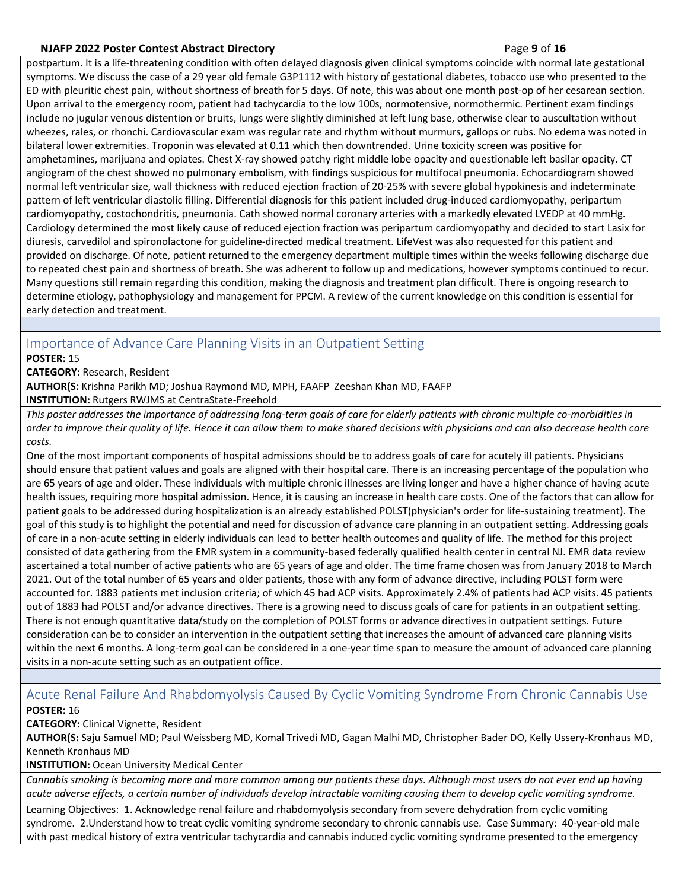postpartum. It is a life-threatening condition with often delayed diagnosis given clinical symptoms coincide with normal late gestational symptoms. We discuss the case of a 29 year old female G3P1112 with history of gestational diabetes, tobacco use who presented to the ED with pleuritic chest pain, without shortness of breath for 5 days. Of note, this was about one month post-op of her cesarean section. Upon arrival to the emergency room, patient had tachycardia to the low 100s, normotensive, normothermic. Pertinent exam findings include no jugular venous distention or bruits, lungs were slightly diminished at left lung base, otherwise clear to auscultation without wheezes, rales, or rhonchi. Cardiovascular exam was regular rate and rhythm without murmurs, gallops or rubs. No edema was noted in bilateral lower extremities. Troponin was elevated at 0.11 which then downtrended. Urine toxicity screen was positive for amphetamines, marijuana and opiates. Chest X-ray showed patchy right middle lobe opacity and questionable left basilar opacity. CT angiogram of the chest showed no pulmonary embolism, with findings suspicious for multifocal pneumonia. Echocardiogram showed normal left ventricular size, wall thickness with reduced ejection fraction of 20-25% with severe global hypokinesis and indeterminate pattern of left ventricular diastolic filling. Differential diagnosis for this patient included drug-induced cardiomyopathy, peripartum cardiomyopathy, costochondritis, pneumonia. Cath showed normal coronary arteries with a markedly elevated LVEDP at 40 mmHg. Cardiology determined the most likely cause of reduced ejection fraction was peripartum cardiomyopathy and decided to start Lasix for diuresis, carvedilol and spironolactone for guideline-directed medical treatment. LifeVest was also requested for this patient and provided on discharge. Of note, patient returned to the emergency department multiple times within the weeks following discharge due to repeated chest pain and shortness of breath. She was adherent to follow up and medications, however symptoms continued to recur. Many questions still remain regarding this condition, making the diagnosis and treatment plan difficult. There is ongoing research to determine etiology, pathophysiology and management for PPCM. A review of the current knowledge on this condition is essential for early detection and treatment.

## Importance of Advance Care Planning Visits in an Outpatient Setting

**POSTER:** 15

**CATEGORY:** Research, Resident

**AUTHOR(S:** Krishna Parikh MD; Joshua Raymond MD, MPH, FAAFP Zeeshan Khan MD, FAAFP

**INSTITUTION:** Rutgers RWJMS at CentraState-Freehold

*This poster addresses the importance of addressing long-term goals of care for elderly patients with chronic multiple co-morbidities in order to improve their quality of life. Hence it can allow them to make shared decisions with physicians and can also decrease health care costs.*

One of the most important components of hospital admissions should be to address goals of care for acutely ill patients. Physicians should ensure that patient values and goals are aligned with their hospital care. There is an increasing percentage of the population who are 65 years of age and older. These individuals with multiple chronic illnesses are living longer and have a higher chance of having acute health issues, requiring more hospital admission. Hence, it is causing an increase in health care costs. One of the factors that can allow for patient goals to be addressed during hospitalization is an already established POLST(physician's order for life-sustaining treatment). The goal of this study is to highlight the potential and need for discussion of advance care planning in an outpatient setting. Addressing goals of care in a non-acute setting in elderly individuals can lead to better health outcomes and quality of life. The method for this project consisted of data gathering from the EMR system in a community-based federally qualified health center in central NJ. EMR data review ascertained a total number of active patients who are 65 years of age and older. The time frame chosen was from January 2018 to March 2021. Out of the total number of 65 years and older patients, those with any form of advance directive, including POLST form were accounted for. 1883 patients met inclusion criteria; of which 45 had ACP visits. Approximately 2.4% of patients had ACP visits. 45 patients out of 1883 had POLST and/or advance directives. There is a growing need to discuss goals of care for patients in an outpatient setting. There is not enough quantitative data/study on the completion of POLST forms or advance directives in outpatient settings. Future consideration can be to consider an intervention in the outpatient setting that increases the amount of advanced care planning visits within the next 6 months. A long-term goal can be considered in a one-year time span to measure the amount of advanced care planning visits in a non-acute setting such as an outpatient office.

## Acute Renal Failure And Rhabdomyolysis Caused By Cyclic Vomiting Syndrome From Chronic Cannabis Use

**POSTER:** 16

**CATEGORY:** Clinical Vignette, Resident

**AUTHOR(S:** Saju Samuel MD; Paul Weissberg MD, Komal Trivedi MD, Gagan Malhi MD, Christopher Bader DO, Kelly Ussery-Kronhaus MD, Kenneth Kronhaus MD

**INSTITUTION:** Ocean University Medical Center

*Cannabis smoking is becoming more and more common among our patients these days. Although most users do not ever end up having acute adverse effects, a certain number of individuals develop intractable vomiting causing them to develop cyclic vomiting syndrome.*

Learning Objectives: 1. Acknowledge renal failure and rhabdomyolysis secondary from severe dehydration from cyclic vomiting syndrome. 2.Understand how to treat cyclic vomiting syndrome secondary to chronic cannabis use. Case Summary: 40-year-old male with past medical history of extra ventricular tachycardia and cannabis induced cyclic vomiting syndrome presented to the emergency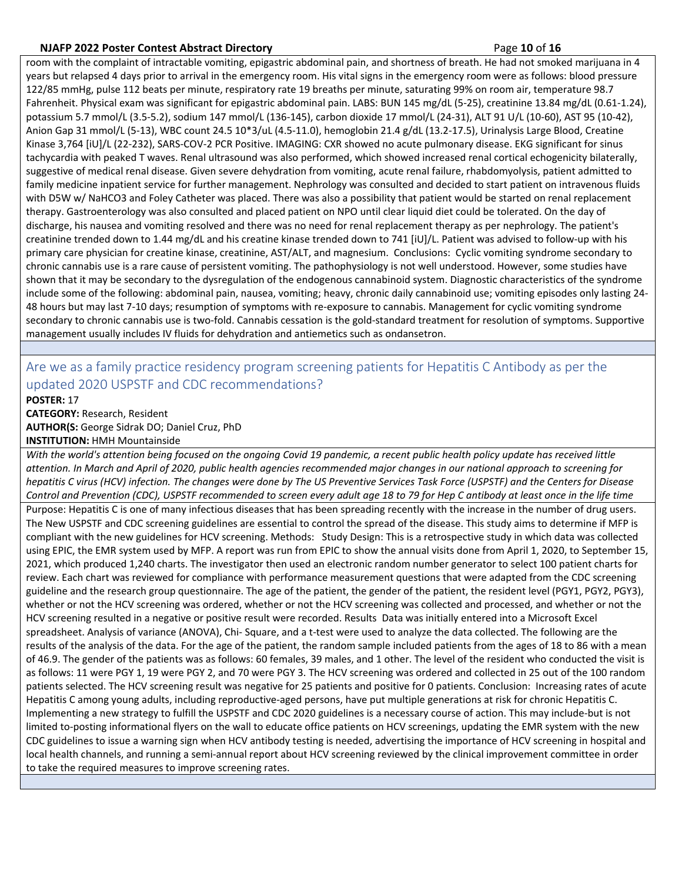room with the complaint of intractable vomiting, epigastric abdominal pain, and shortness of breath. He had not smoked marijuana in 4 years but relapsed 4 days prior to arrival in the emergency room. His vital signs in the emergency room were as follows: blood pressure 122/85 mmHg, pulse 112 beats per minute, respiratory rate 19 breaths per minute, saturating 99% on room air, temperature 98.7 Fahrenheit. Physical exam was significant for epigastric abdominal pain. LABS: BUN 145 mg/dL (5-25), creatinine 13.84 mg/dL (0.61-1.24), potassium 5.7 mmol/L (3.5-5.2), sodium 147 mmol/L (136-145), carbon dioxide 17 mmol/L (24-31), ALT 91 U/L (10-60), AST 95 (10-42), Anion Gap 31 mmol/L (5-13), WBC count 24.5 10*3/uL (4.5-11.0), hemoglobin 21.4 g/dL (13.2-17.5), Urinalysis Large Blood, Creatine Kinase 3,764 [iU]/L (22-232), SARS-COV-2 PCR Positive. IMAGING: CXR showed no acute pulmonary disease. EKG significant for sinus tachycardia with peaked T waves. Renal ultrasound was also performed, which showed increased renal cortical echogenicity bilaterally, suggestive of medical renal disease. Given severe dehydration from vomiting, acute renal failure, rhabdomyolysis, patient admitted to family medicine inpatient service for further management. Nephrology was consulted and decided to start patient on intravenous fluids with D5W w/ NaHCO3 and Foley Catheter was placed. There was also a possibility that patient would be started on renal replacement therapy. Gastroenterology was also consulted and placed patient on NPO until clear liquid diet could be tolerated. On the day of discharge, his nausea and vomiting resolved and there was no need for renal replacement therapy as per nephrology. The patient's creatinine trended down to 1.44 mg/dL and his creatine kinase trended down to 741 [iU]/L. Patient was advised to follow-up with his primary care physician for creatine kinase, creatinine, AST/ALT, and magnesium. Conclusions: Cyclic vomiting syndrome secondary to chronic cannabis use is a rare cause of persistent vomiting. The pathophysiology is not well understood. However, some studies have shown that it may be secondary to the dysregulation of the endogenous cannabinoid system. Diagnostic characteristics of the syndrome include some of the following: abdominal pain, nausea, vomiting; heavy, chronic daily cannabinoid use; vomiting episodes only lasting 24-48 hours but may last 7-10 days; resumption of symptoms with re-exposure to cannabis. Management for cyclic vomiting syndrome secondary to chronic cannabis use is two-fold. Cannabis cessation is the gold-standard treatment for resolution of symptoms. Supportive management usually includes IV fluids for dehydration and antiemetics such as ondansetron.

## Are we as a family practice residency program screening patients for Hepatitis C Antibody as per the updated 2020 USPSTF and CDC recommendations?

**POSTER:** 17
**CATEGORY:** Research, Resident
**AUTHOR(S:** George Sidrak DO; Daniel Cruz, PhD
**INSTITUTION:** HMH Mountainside

*With the world's attention being focused on the ongoing Covid 19 pandemic, a recent public health policy update has received little attention. In March and April of 2020, public health agencies recommended major changes in our national approach to screening for hepatitis C virus (HCV) infection. The changes were done by The US Preventive Services Task Force (USPSTF) and the Centers for Disease Control and Prevention (CDC), USPSTF recommended to screen every adult age 18 to 79 for Hep C antibody at least once in the life time*

Purpose: Hepatitis C is one of many infectious diseases that has been spreading recently with the increase in the number of drug users. The New USPSTF and CDC screening guidelines are essential to control the spread of the disease. This study aims to determine if MFP is compliant with the new guidelines for HCV screening. Methods: Study Design: This is a retrospective study in which data was collected using EPIC, the EMR system used by MFP. A report was run from EPIC to show the annual visits done from April 1, 2020, to September 15, 2021, which produced 1,240 charts. The investigator then used an electronic random number generator to select 100 patient charts for review. Each chart was reviewed for compliance with performance measurement questions that were adapted from the CDC screening guideline and the research group questionnaire. The age of the patient, the gender of the patient, the resident level (PGY1, PGY2, PGY3), whether or not the HCV screening was ordered, whether or not the HCV screening was collected and processed, and whether or not the HCV screening resulted in a negative or positive result were recorded. Results Data was initially entered into a Microsoft Excel spreadsheet. Analysis of variance (ANOVA), Chi- Square, and a t-test were used to analyze the data collected. The following are the results of the analysis of the data. For the age of the patient, the random sample included patients from the ages of 18 to 86 with a mean of 46.9. The gender of the patients was as follows: 60 females, 39 males, and 1 other. The level of the resident who conducted the visit is as follows: 11 were PGY 1, 19 were PGY 2, and 70 were PGY 3. The HCV screening was ordered and collected in 25 out of the 100 random patients selected. The HCV screening result was negative for 25 patients and positive for 0 patients. Conclusion: Increasing rates of acute Hepatitis C among young adults, including reproductive-aged persons, have put multiple generations at risk for chronic Hepatitis C. Implementing a new strategy to fulfill the USPSTF and CDC 2020 guidelines is a necessary course of action. This may include-but is not limited to-posting informational flyers on the wall to educate office patients on HCV screenings, updating the EMR system with the new CDC guidelines to issue a warning sign when HCV antibody testing is needed, advertising the importance of HCV screening in hospital and local health channels, and running a semi-annual report about HCV screening reviewed by the clinical improvement committee in order to take the required measures to improve screening rates.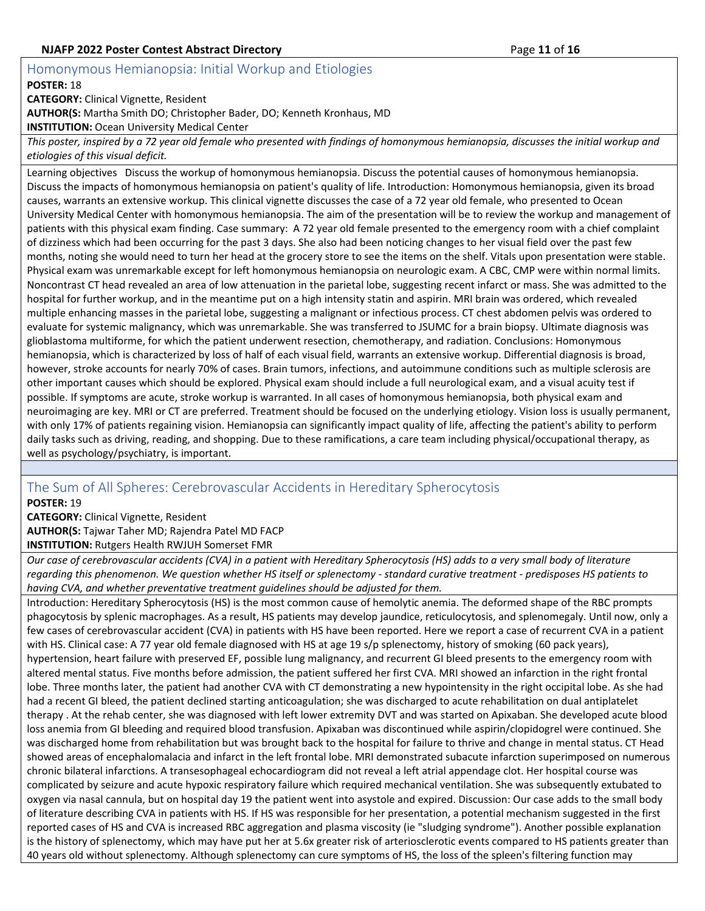## Homonymous Hemianopsia: Initial Workup and Etiologies

**POSTER:** 18

**CATEGORY:** Clinical Vignette, Resident

**AUTHOR(S:** Martha Smith DO; Christopher Bader, DO; Kenneth Kronhaus, MD

**INSTITUTION:** Ocean University Medical Center

*This poster, inspired by a 72 year old female who presented with findings of homonymous hemianopsia, discusses the initial workup and etiologies of this visual deficit.*

Learning objectives Discuss the workup of homonymous hemianopsia. Discuss the potential causes of homonymous hemianopsia. Discuss the impacts of homonymous hemianopsia on patient's quality of life. Introduction: Homonymous hemianopsia, given its broad causes, warrants an extensive workup. This clinical vignette discusses the case of a 72 year old female, who presented to Ocean University Medical Center with homonymous hemianopsia. The aim of the presentation will be to review the workup and management of patients with this physical exam finding. Case summary: A 72 year old female presented to the emergency room with a chief complaint of dizziness which had been occurring for the past 3 days. She also had been noticing changes to her visual field over the past few months, noting she would need to turn her head at the grocery store to see the items on the shelf. Vitals upon presentation were stable. Physical exam was unremarkable except for left homonymous hemianopsia on neurologic exam. A CBC, CMP were within normal limits. Noncontrast CT head revealed an area of low attenuation in the parietal lobe, suggesting recent infarct or mass. She was admitted to the hospital for further workup, and in the meantime put on a high intensity statin and aspirin. MRI brain was ordered, which revealed multiple enhancing masses in the parietal lobe, suggesting a malignant or infectious process. CT chest abdomen pelvis was ordered to evaluate for systemic malignancy, which was unremarkable. She was transferred to JSUMC for a brain biopsy. Ultimate diagnosis was glioblastoma multiforme, for which the patient underwent resection, chemotherapy, and radiation. Conclusions: Homonymous hemianopsia, which is characterized by loss of half of each visual field, warrants an extensive workup. Differential diagnosis is broad, however, stroke accounts for nearly 70% of cases. Brain tumors, infections, and autoimmune conditions such as multiple sclerosis are other important causes which should be explored. Physical exam should include a full neurological exam, and a visual acuity test if possible. If symptoms are acute, stroke workup is warranted. In all cases of homonymous hemianopsia, both physical exam and neuroimaging are key. MRI or CT are preferred. Treatment should be focused on the underlying etiology. Vision loss is usually permanent, with only 17% of patients regaining vision. Hemianopsia can significantly impact quality of life, affecting the patient's ability to perform daily tasks such as driving, reading, and shopping. Due to these ramifications, a care team including physical/occupational therapy, as well as psychology/psychiatry, is important.

## The Sum of All Spheres: Cerebrovascular Accidents in Hereditary Spherocytosis

**POSTER:** 19

**CATEGORY:** Clinical Vignette, Resident

**AUTHOR(S:** Tajwar Taher MD; Rajendra Patel MD FACP

**INSTITUTION:** Rutgers Health RWJUH Somerset FMR

*Our case of cerebrovascular accidents (CVA) in a patient with Hereditary Spherocytosis (HS) adds to a very small body of literature regarding this phenomenon. We question whether HS itself or splenectomy - standard curative treatment - predisposes HS patients to having CVA, and whether preventative treatment guidelines should be adjusted for them.*

Introduction: Hereditary Spherocytosis (HS) is the most common cause of hemolytic anemia. The deformed shape of the RBC prompts phagocytosis by splenic macrophages. As a result, HS patients may develop jaundice, reticulocytosis, and splenomegaly. Until now, only a few cases of cerebrovascular accident (CVA) in patients with HS have been reported. Here we report a case of recurrent CVA in a patient with HS. Clinical case: A 77 year old female diagnosed with HS at age 19 s/p splenectomy, history of smoking (60 pack years), hypertension, heart failure with preserved EF, possible lung malignancy, and recurrent GI bleed presents to the emergency room with altered mental status. Five months before admission, the patient suffered her first CVA. MRI showed an infarction in the right frontal lobe. Three months later, the patient had another CVA with CT demonstrating a new hypointensity in the right occipital lobe. As she had had a recent GI bleed, the patient declined starting anticoagulation; she was discharged to acute rehabilitation on dual antiplatelet therapy . At the rehab center, she was diagnosed with left lower extremity DVT and was started on Apixaban. She developed acute blood loss anemia from GI bleeding and required blood transfusion. Apixaban was discontinued while aspirin/clopidogrel were continued. She was discharged home from rehabilitation but was brought back to the hospital for failure to thrive and change in mental status. CT Head showed areas of encephalomalacia and infarct in the left frontal lobe. MRI demonstrated subacute infarction superimposed on numerous chronic bilateral infarctions. A transesophageal echocardiogram did not reveal a left atrial appendage clot. Her hospital course was complicated by seizure and acute hypoxic respiratory failure which required mechanical ventilation. She was subsequently extubated to oxygen via nasal cannula, but on hospital day 19 the patient went into asystole and expired. Discussion: Our case adds to the small body of literature describing CVA in patients with HS. If HS was responsible for her presentation, a potential mechanism suggested in the first reported cases of HS and CVA is increased RBC aggregation and plasma viscosity (ie "sludging syndrome"). Another possible explanation is the history of splenectomy, which may have put her at 5.6x greater risk of arteriosclerotic events compared to HS patients greater than 40 years old without splenectomy. Although splenectomy can cure symptoms of HS, the loss of the spleen's filtering function may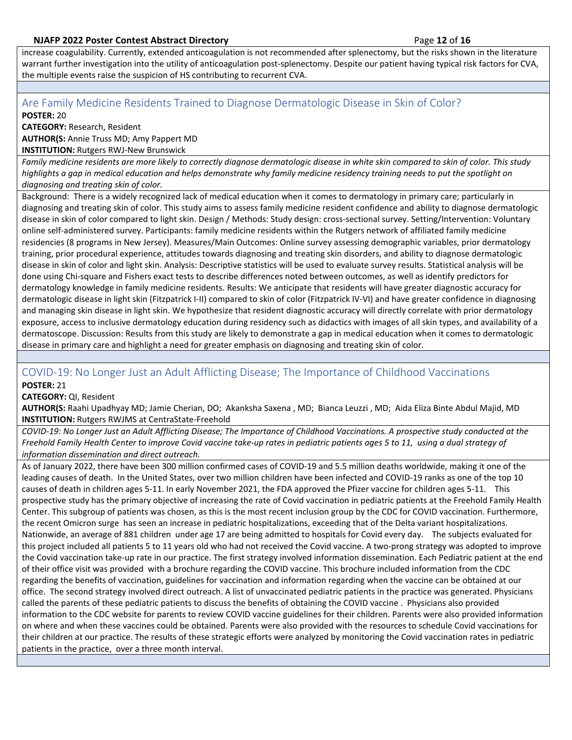increase coagulability. Currently, extended anticoagulation is not recommended after splenectomy, but the risks shown in the literature warrant further investigation into the utility of anticoagulation post-splenectomy. Despite our patient having typical risk factors for CVA, the multiple events raise the suspicion of HS contributing to recurrent CVA.

## Are Family Medicine Residents Trained to Diagnose Dermatologic Disease in Skin of Color?

**POSTER:** 20
**CATEGORY:** Research, Resident
**AUTHOR(S:** Annie Truss MD; Amy Pappert MD
**INSTITUTION:** Rutgers RWJ-New Brunswick

*Family medicine residents are more likely to correctly diagnose dermatologic disease in white skin compared to skin of color. This study highlights a gap in medical education and helps demonstrate why family medicine residency training needs to put the spotlight on diagnosing and treating skin of color.*

Background: There is a widely recognized lack of medical education when it comes to dermatology in primary care; particularly in diagnosing and treating skin of color. This study aims to assess family medicine resident confidence and ability to diagnose dermatologic disease in skin of color compared to light skin. Design / Methods: Study design: cross-sectional survey. Setting/Intervention: Voluntary online self-administered survey. Participants: family medicine residents within the Rutgers network of affiliated family medicine residencies (8 programs in New Jersey). Measures/Main Outcomes: Online survey assessing demographic variables, prior dermatology training, prior procedural experience, attitudes towards diagnosing and treating skin disorders, and ability to diagnose dermatologic disease in skin of color and light skin. Analysis: Descriptive statistics will be used to evaluate survey results. Statistical analysis will be done using Chi-square and Fishers exact tests to describe differences noted between outcomes, as well as identify predictors for dermatology knowledge in family medicine residents. Results: We anticipate that residents will have greater diagnostic accuracy for dermatologic disease in light skin (Fitzpatrick I-II) compared to skin of color (Fitzpatrick IV-VI) and have greater confidence in diagnosing and managing skin disease in light skin. We hypothesize that resident diagnostic accuracy will directly correlate with prior dermatology exposure, access to inclusive dermatology education during residency such as didactics with images of all skin types, and availability of a dermatoscope. Discussion: Results from this study are likely to demonstrate a gap in medical education when it comes to dermatologic disease in primary care and highlight a need for greater emphasis on diagnosing and treating skin of color.

## COVID-19: No Longer Just an Adult Afflicting Disease; The Importance of Childhood Vaccinations

**POSTER:** 21
**CATEGORY:** QI, Resident
**AUTHOR(S:** Raahi Upadhyay MD; Jamie Cherian, DO; Akanksha Saxena , MD; Bianca Leuzzi , MD; Aida Eliza Binte Abdul Majid, MD
**INSTITUTION:** Rutgers RWJMS at CentraState-Freehold

*COVID-19: No Longer Just an Adult Afflicting Disease; The Importance of Childhood Vaccinations. A prospective study conducted at the Freehold Family Health Center to improve Covid vaccine take-up rates in pediatric patients ages 5 to 11, using a dual strategy of information dissemination and direct outreach.*

As of January 2022, there have been 300 million confirmed cases of COVID-19 and 5.5 million deaths worldwide, making it one of the leading causes of death. In the United States, over two million children have been infected and COVID-19 ranks as one of the top 10 causes of death in children ages 5-11. In early November 2021, the FDA approved the Pfizer vaccine for children ages 5-11. This prospective study has the primary objective of increasing the rate of Covid vaccination in pediatric patients at the Freehold Family Health Center. This subgroup of patients was chosen, as this is the most recent inclusion group by the CDC for COVID vaccination. Furthermore, the recent Omicron surge has seen an increase in pediatric hospitalizations, exceeding that of the Delta variant hospitalizations. Nationwide, an average of 881 children under age 17 are being admitted to hospitals for Covid every day. The subjects evaluated for this project included all patients 5 to 11 years old who had not received the Covid vaccine. A two-prong strategy was adopted to improve the Covid vaccination take-up rate in our practice. The first strategy involved information dissemination. Each Pediatric patient at the end of their office visit was provided with a brochure regarding the COVID vaccine. This brochure included information from the CDC regarding the benefits of vaccination, guidelines for vaccination and information regarding when the vaccine can be obtained at our office. The second strategy involved direct outreach. A list of unvaccinated pediatric patients in the practice was generated. Physicians called the parents of these pediatric patients to discuss the benefits of obtaining the COVID vaccine . Physicians also provided information to the CDC website for parents to review COVID vaccine guidelines for their children. Parents were also provided information on where and when these vaccines could be obtained. Parents were also provided with the resources to schedule Covid vaccinations for their children at our practice. The results of these strategic efforts were analyzed by monitoring the Covid vaccination rates in pediatric patients in the practice, over a three month interval.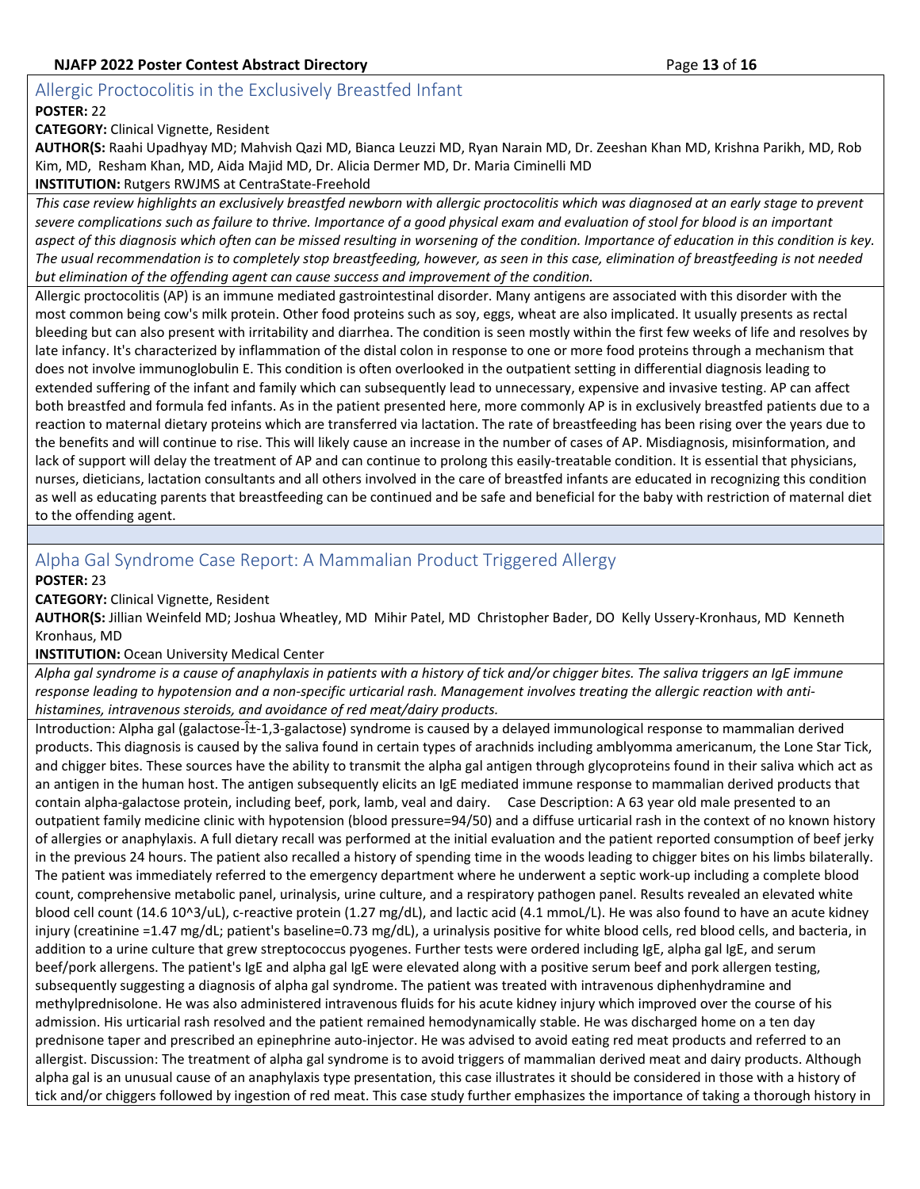## Allergic Proctocolitis in the Exclusively Breastfed Infant

**POSTER:** 22

**CATEGORY:** Clinical Vignette, Resident

**AUTHOR(S:** Raahi Upadhyay MD; Mahvish Qazi MD, Bianca Leuzzi MD, Ryan Narain MD, Dr. Zeeshan Khan MD, Krishna Parikh, MD, Rob Kim, MD, Resham Khan, MD, Aida Majid MD, Dr. Alicia Dermer MD, Dr. Maria Ciminelli MD

**INSTITUTION:** Rutgers RWJMS at CentraState-Freehold

*This case review highlights an exclusively breastfed newborn with allergic proctocolitis which was diagnosed at an early stage to prevent severe complications such as failure to thrive. Importance of a good physical exam and evaluation of stool for blood is an important aspect of this diagnosis which often can be missed resulting in worsening of the condition. Importance of education in this condition is key. The usual recommendation is to completely stop breastfeeding, however, as seen in this case, elimination of breastfeeding is not needed but elimination of the offending agent can cause success and improvement of the condition.*

Allergic proctocolitis (AP) is an immune mediated gastrointestinal disorder. Many antigens are associated with this disorder with the most common being cow's milk protein. Other food proteins such as soy, eggs, wheat are also implicated. It usually presents as rectal bleeding but can also present with irritability and diarrhea. The condition is seen mostly within the first few weeks of life and resolves by late infancy. It's characterized by inflammation of the distal colon in response to one or more food proteins through a mechanism that does not involve immunoglobulin E. This condition is often overlooked in the outpatient setting in differential diagnosis leading to extended suffering of the infant and family which can subsequently lead to unnecessary, expensive and invasive testing. AP can affect both breastfed and formula fed infants. As in the patient presented here, more commonly AP is in exclusively breastfed patients due to a reaction to maternal dietary proteins which are transferred via lactation. The rate of breastfeeding has been rising over the years due to the benefits and will continue to rise. This will likely cause an increase in the number of cases of AP. Misdiagnosis, misinformation, and lack of support will delay the treatment of AP and can continue to prolong this easily-treatable condition. It is essential that physicians, nurses, dieticians, lactation consultants and all others involved in the care of breastfed infants are educated in recognizing this condition as well as educating parents that breastfeeding can be continued and be safe and beneficial for the baby with restriction of maternal diet to the offending agent.

## Alpha Gal Syndrome Case Report: A Mammalian Product Triggered Allergy

**POSTER:** 23

**CATEGORY:** Clinical Vignette, Resident

**AUTHOR(S:** Jillian Weinfeld MD; Joshua Wheatley, MD Mihir Patel, MD Christopher Bader, DO Kelly Ussery-Kronhaus, MD Kenneth Kronhaus, MD

**INSTITUTION:** Ocean University Medical Center

*Alpha gal syndrome is a cause of anaphylaxis in patients with a history of tick and/or chigger bites. The saliva triggers an IgE immune response leading to hypotension and a non-specific urticarial rash. Management involves treating the allergic reaction with anti-histamines, intravenous steroids, and avoidance of red meat/dairy products.*

Introduction: Alpha gal (galactose-Î±-1,3-galactose) syndrome is caused by a delayed immunological response to mammalian derived products. This diagnosis is caused by the saliva found in certain types of arachnids including amblyomma americanum, the Lone Star Tick, and chigger bites. These sources have the ability to transmit the alpha gal antigen through glycoproteins found in their saliva which act as an antigen in the human host. The antigen subsequently elicits an IgE mediated immune response to mammalian derived products that contain alpha-galactose protein, including beef, pork, lamb, veal and dairy. Case Description: A 63 year old male presented to an outpatient family medicine clinic with hypotension (blood pressure=94/50) and a diffuse urticarial rash in the context of no known history of allergies or anaphylaxis. A full dietary recall was performed at the initial evaluation and the patient reported consumption of beef jerky in the previous 24 hours. The patient also recalled a history of spending time in the woods leading to chigger bites on his limbs bilaterally. The patient was immediately referred to the emergency department where he underwent a septic work-up including a complete blood count, comprehensive metabolic panel, urinalysis, urine culture, and a respiratory pathogen panel. Results revealed an elevated white blood cell count (14.6 10^3/uL), c-reactive protein (1.27 mg/dL), and lactic acid (4.1 mmoL/L). He was also found to have an acute kidney injury (creatinine =1.47 mg/dL; patient's baseline=0.73 mg/dL), a urinalysis positive for white blood cells, red blood cells, and bacteria, in addition to a urine culture that grew streptococcus pyogenes. Further tests were ordered including IgE, alpha gal IgE, and serum beef/pork allergens. The patient's IgE and alpha gal IgE were elevated along with a positive serum beef and pork allergen testing, subsequently suggesting a diagnosis of alpha gal syndrome. The patient was treated with intravenous diphenhydramine and methylprednisolone. He was also administered intravenous fluids for his acute kidney injury which improved over the course of his admission. His urticarial rash resolved and the patient remained hemodynamically stable. He was discharged home on a ten day prednisone taper and prescribed an epinephrine auto-injector. He was advised to avoid eating red meat products and referred to an allergist. Discussion: The treatment of alpha gal syndrome is to avoid triggers of mammalian derived meat and dairy products. Although alpha gal is an unusual cause of an anaphylaxis type presentation, this case illustrates it should be considered in those with a history of tick and/or chiggers followed by ingestion of red meat. This case study further emphasizes the importance of taking a thorough history in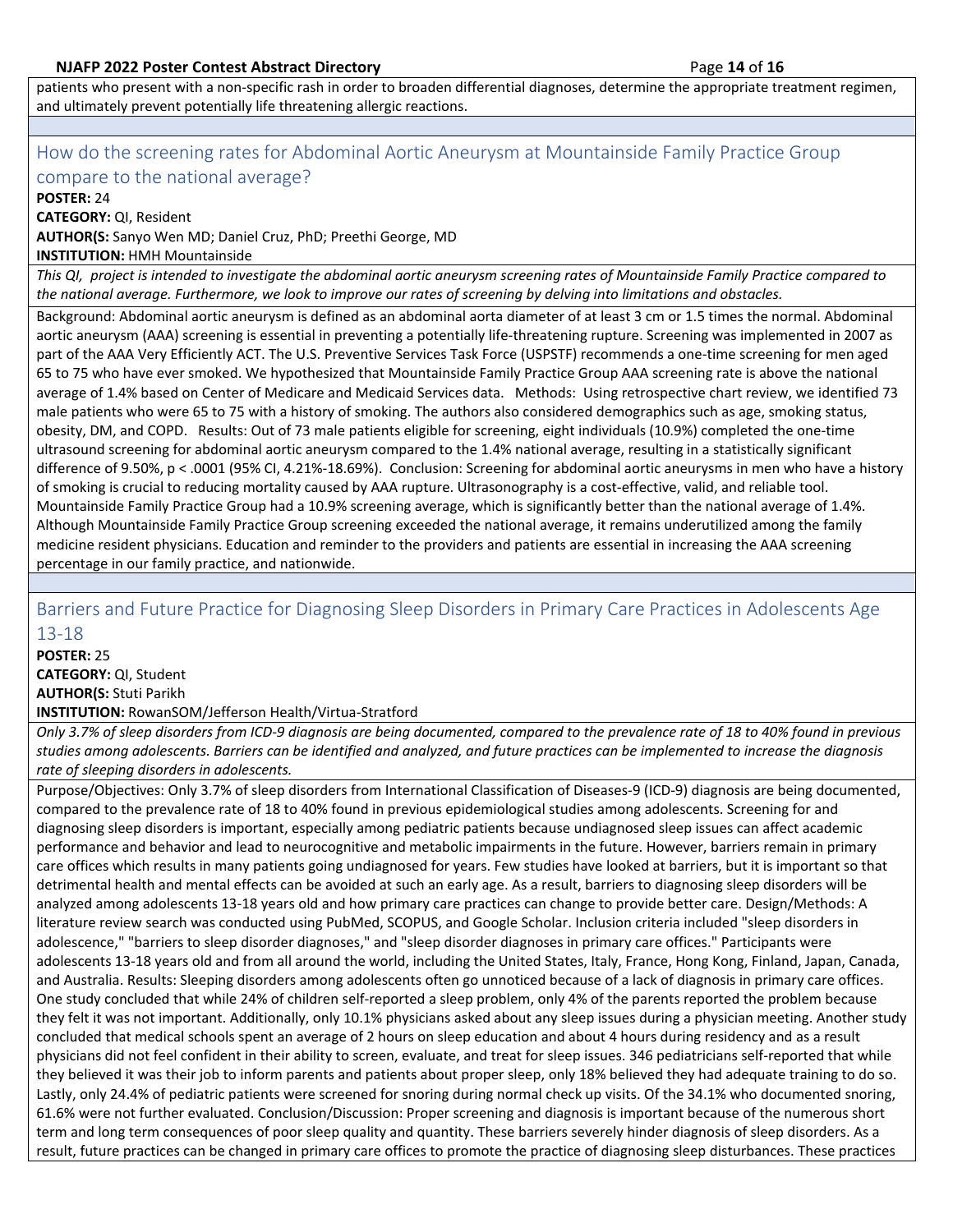patients who present with a non-specific rash in order to broaden differential diagnoses, determine the appropriate treatment regimen, and ultimately prevent potentially life threatening allergic reactions.

## How do the screening rates for Abdominal Aortic Aneurysm at Mountainside Family Practice Group compare to the national average?

**POSTER:** 24
**CATEGORY:** QI, Resident
**AUTHOR(S:** Sanyo Wen MD; Daniel Cruz, PhD; Preethi George, MD
**INSTITUTION:** HMH Mountainside

*This QI, project is intended to investigate the abdominal aortic aneurysm screening rates of Mountainside Family Practice compared to the national average. Furthermore, we look to improve our rates of screening by delving into limitations and obstacles.*

Background: Abdominal aortic aneurysm is defined as an abdominal aorta diameter of at least 3 cm or 1.5 times the normal. Abdominal aortic aneurysm (AAA) screening is essential in preventing a potentially life-threatening rupture. Screening was implemented in 2007 as part of the AAA Very Efficiently ACT. The U.S. Preventive Services Task Force (USPSTF) recommends a one-time screening for men aged 65 to 75 who have ever smoked. We hypothesized that Mountainside Family Practice Group AAA screening rate is above the national average of 1.4% based on Center of Medicare and Medicaid Services data. Methods: Using retrospective chart review, we identified 73 male patients who were 65 to 75 with a history of smoking. The authors also considered demographics such as age, smoking status, obesity, DM, and COPD. Results: Out of 73 male patients eligible for screening, eight individuals (10.9%) completed the one-time ultrasound screening for abdominal aortic aneurysm compared to the 1.4% national average, resulting in a statistically significant difference of 9.50%, $p < .0001$ (95% CI, 4.21%-18.69%). Conclusion: Screening for abdominal aortic aneurysms in men who have a history of smoking is crucial to reducing mortality caused by AAA rupture. Ultrasonography is a cost-effective, valid, and reliable tool. Mountainside Family Practice Group had a 10.9% screening average, which is significantly better than the national average of 1.4%. Although Mountainside Family Practice Group screening exceeded the national average, it remains underutilized among the family medicine resident physicians. Education and reminder to the providers and patients are essential in increasing the AAA screening percentage in our family practice, and nationwide.

## Barriers and Future Practice for Diagnosing Sleep Disorders in Primary Care Practices in Adolescents Age 13-18

**POSTER:** 25
**CATEGORY:** QI, Student
**AUTHOR(S:** Stuti Parikh
**INSTITUTION:** RowanSOM/Jefferson Health/Virtua-Stratford

*Only 3.7% of sleep disorders from ICD-9 diagnosis are being documented, compared to the prevalence rate of 18 to 40% found in previous studies among adolescents. Barriers can be identified and analyzed, and future practices can be implemented to increase the diagnosis rate of sleeping disorders in adolescents.*

Purpose/Objectives: Only 3.7% of sleep disorders from International Classification of Diseases-9 (ICD-9) diagnosis are being documented, compared to the prevalence rate of 18 to 40% found in previous epidemiological studies among adolescents. Screening for and diagnosing sleep disorders is important, especially among pediatric patients because undiagnosed sleep issues can affect academic performance and behavior and lead to neurocognitive and metabolic impairments in the future. However, barriers remain in primary care offices which results in many patients going undiagnosed for years. Few studies have looked at barriers, but it is important so that detrimental health and mental effects can be avoided at such an early age. As a result, barriers to diagnosing sleep disorders will be analyzed among adolescents 13-18 years old and how primary care practices can change to provide better care. Design/Methods: A literature review search was conducted using PubMed, SCOPUS, and Google Scholar. Inclusion criteria included "sleep disorders in adolescence," "barriers to sleep disorder diagnoses," and "sleep disorder diagnoses in primary care offices." Participants were adolescents 13-18 years old and from all around the world, including the United States, Italy, France, Hong Kong, Finland, Japan, Canada, and Australia. Results: Sleeping disorders among adolescents often go unnoticed because of a lack of diagnosis in primary care offices. One study concluded that while 24% of children self-reported a sleep problem, only 4% of the parents reported the problem because they felt it was not important. Additionally, only 10.1% physicians asked about any sleep issues during a physician meeting. Another study concluded that medical schools spent an average of 2 hours on sleep education and about 4 hours during residency and as a result physicians did not feel confident in their ability to screen, evaluate, and treat for sleep issues. 346 pediatricians self-reported that while they believed it was their job to inform parents and patients about proper sleep, only 18% believed they had adequate training to do so. Lastly, only 24.4% of pediatric patients were screened for snoring during normal check up visits. Of the 34.1% who documented snoring, 61.6% were not further evaluated. Conclusion/Discussion: Proper screening and diagnosis is important because of the numerous short term and long term consequences of poor sleep quality and quantity. These barriers severely hinder diagnosis of sleep disorders. As a result, future practices can be changed in primary care offices to promote the practice of diagnosing sleep disturbances. These practices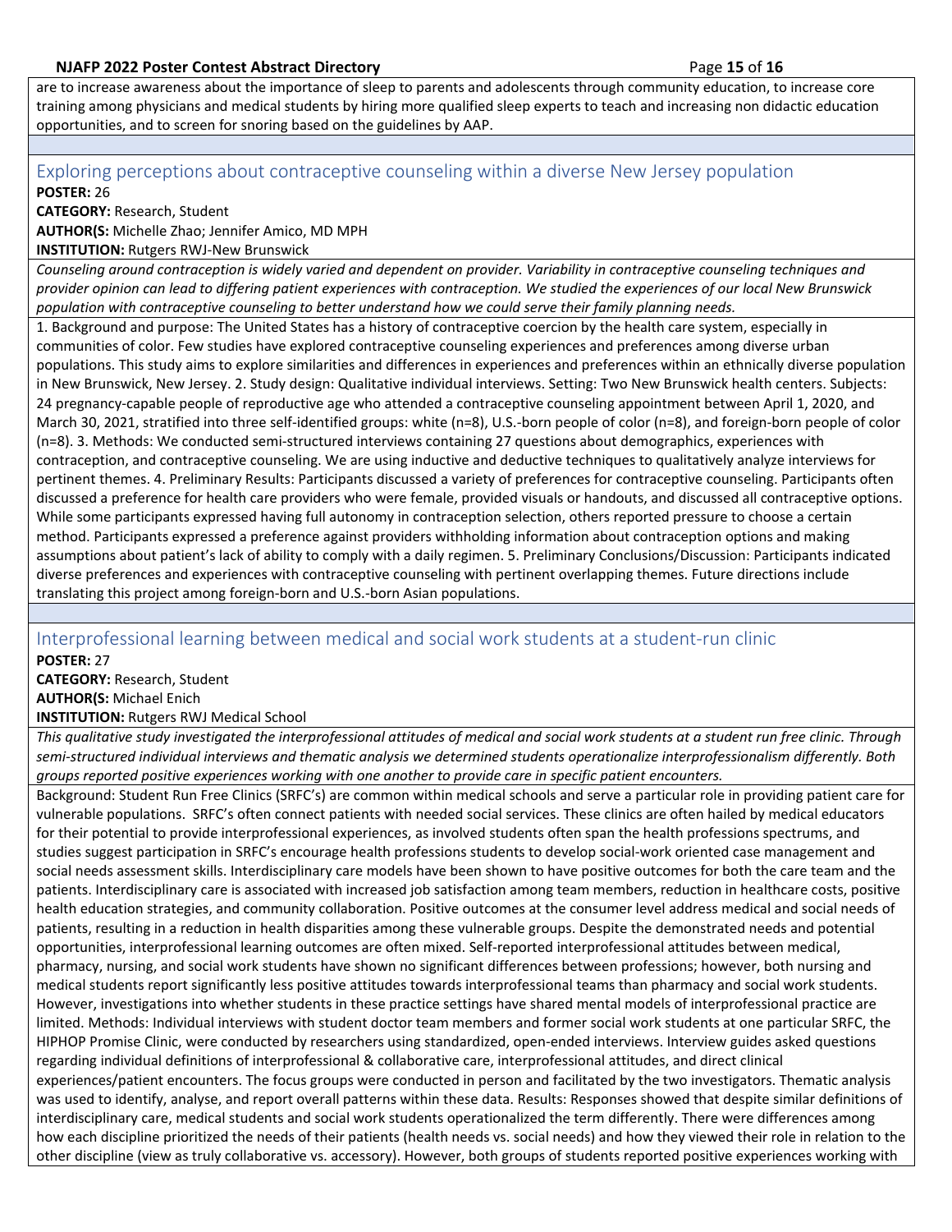are to increase awareness about the importance of sleep to parents and adolescents through community education, to increase core training among physicians and medical students by hiring more qualified sleep experts to teach and increasing non didactic education opportunities, and to screen for snoring based on the guidelines by AAP.

## Exploring perceptions about contraceptive counseling within a diverse New Jersey population

**POSTER:** 26
**CATEGORY:** Research, Student
**AUTHOR(S:** Michelle Zhao; Jennifer Amico, MD MPH
**INSTITUTION:** Rutgers RWJ-New Brunswick

*Counseling around contraception is widely varied and dependent on provider. Variability in contraceptive counseling techniques and provider opinion can lead to differing patient experiences with contraception. We studied the experiences of our local New Brunswick population with contraceptive counseling to better understand how we could serve their family planning needs.*

1. Background and purpose: The United States has a history of contraceptive coercion by the health care system, especially in communities of color. Few studies have explored contraceptive counseling experiences and preferences among diverse urban populations. This study aims to explore similarities and differences in experiences and preferences within an ethnically diverse population in New Brunswick, New Jersey. 2. Study design: Qualitative individual interviews. Setting: Two New Brunswick health centers. Subjects: 24 pregnancy-capable people of reproductive age who attended a contraceptive counseling appointment between April 1, 2020, and March 30, 2021, stratified into three self-identified groups: white (n=8), U.S.-born people of color (n=8), and foreign-born people of color (n=8). 3. Methods: We conducted semi-structured interviews containing 27 questions about demographics, experiences with contraception, and contraceptive counseling. We are using inductive and deductive techniques to qualitatively analyze interviews for pertinent themes. 4. Preliminary Results: Participants discussed a variety of preferences for contraceptive counseling. Participants often discussed a preference for health care providers who were female, provided visuals or handouts, and discussed all contraceptive options. While some participants expressed having full autonomy in contraception selection, others reported pressure to choose a certain method. Participants expressed a preference against providers withholding information about contraception options and making assumptions about patient's lack of ability to comply with a daily regimen. 5. Preliminary Conclusions/Discussion: Participants indicated diverse preferences and experiences with contraceptive counseling with pertinent overlapping themes. Future directions include translating this project among foreign-born and U.S.-born Asian populations.

## Interprofessional learning between medical and social work students at a student-run clinic

**POSTER:** 27
**CATEGORY:** Research, Student
**AUTHOR(S:** Michael Enich
**INSTITUTION:** Rutgers RWJ Medical School

*This qualitative study investigated the interprofessional attitudes of medical and social work students at a student run free clinic. Through semi-structured individual interviews and thematic analysis we determined students operationalize interprofessionalism differently. Both groups reported positive experiences working with one another to provide care in specific patient encounters.*

Background: Student Run Free Clinics (SRFC's) are common within medical schools and serve a particular role in providing patient care for vulnerable populations. SRFC's often connect patients with needed social services. These clinics are often hailed by medical educators for their potential to provide interprofessional experiences, as involved students often span the health professions spectrums, and studies suggest participation in SRFC's encourage health professions students to develop social-work oriented case management and social needs assessment skills. Interdisciplinary care models have been shown to have positive outcomes for both the care team and the patients. Interdisciplinary care is associated with increased job satisfaction among team members, reduction in healthcare costs, positive health education strategies, and community collaboration. Positive outcomes at the consumer level address medical and social needs of patients, resulting in a reduction in health disparities among these vulnerable groups. Despite the demonstrated needs and potential opportunities, interprofessional learning outcomes are often mixed. Self-reported interprofessional attitudes between medical, pharmacy, nursing, and social work students have shown no significant differences between professions; however, both nursing and medical students report significantly less positive attitudes towards interprofessional teams than pharmacy and social work students. However, investigations into whether students in these practice settings have shared mental models of interprofessional practice are limited. Methods: Individual interviews with student doctor team members and former social work students at one particular SRFC, the HIPHOP Promise Clinic, were conducted by researchers using standardized, open-ended interviews. Interview guides asked questions regarding individual definitions of interprofessional & collaborative care, interprofessional attitudes, and direct clinical experiences/patient encounters. The focus groups were conducted in person and facilitated by the two investigators. Thematic analysis was used to identify, analyse, and report overall patterns within these data. Results: Responses showed that despite similar definitions of interdisciplinary care, medical students and social work students operationalized the term differently. There were differences among how each discipline prioritized the needs of their patients (health needs vs. social needs) and how they viewed their role in relation to the other discipline (view as truly collaborative vs. accessory). However, both groups of students reported positive experiences working with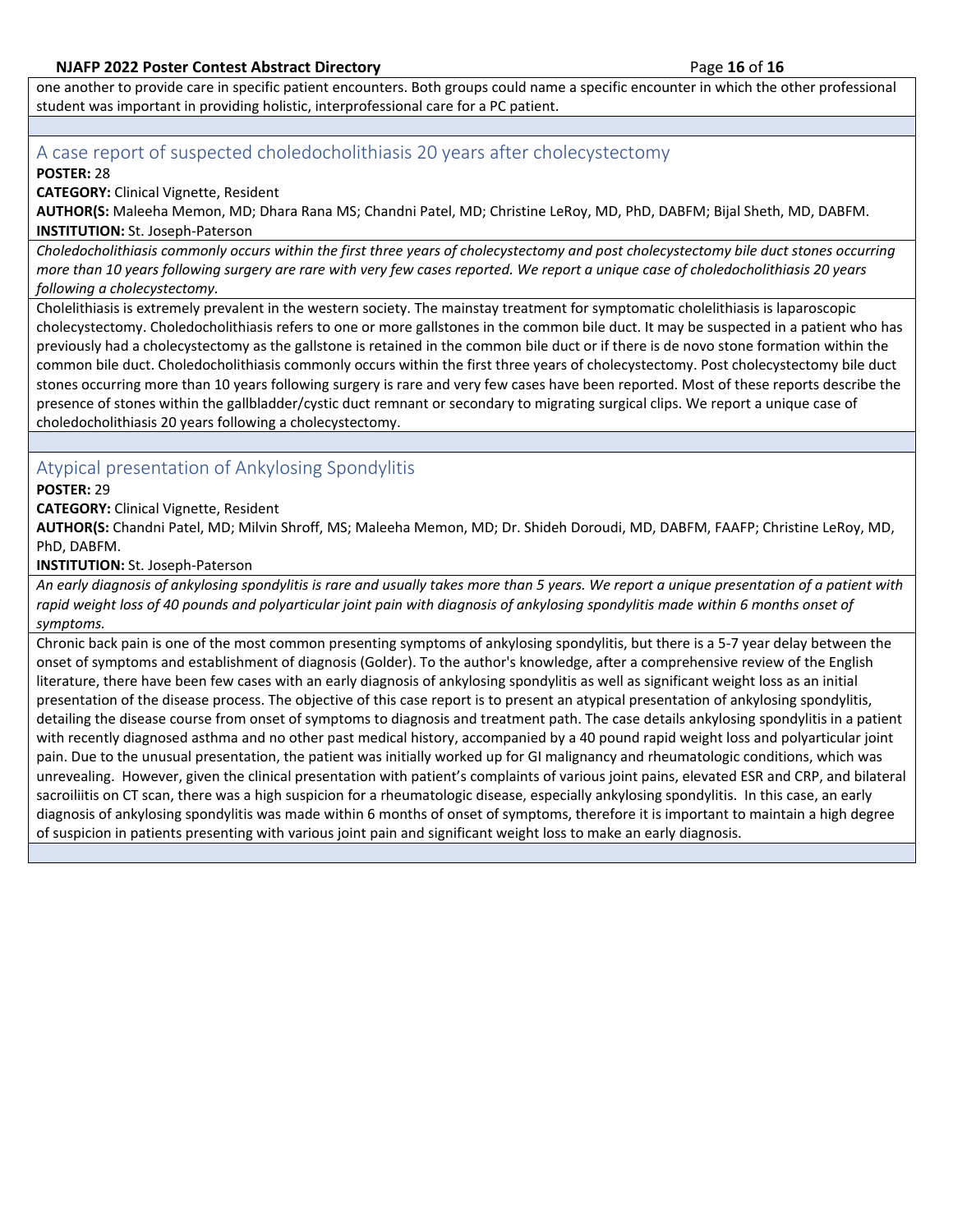one another to provide care in specific patient encounters. Both groups could name a specific encounter in which the other professional student was important in providing holistic, interprofessional care for a PC patient.

## A case report of suspected choledocholithiasis 20 years after cholecystectomy

**POSTER:** 28

**CATEGORY:** Clinical Vignette, Resident

**AUTHOR(S:** Maleeha Memon, MD; Dhara Rana MS; Chandni Patel, MD; Christine LeRoy, MD, PhD, DABFM; Bijal Sheth, MD, DABFM.

**INSTITUTION:** St. Joseph-Paterson

*Choledocholithiasis commonly occurs within the first three years of cholecystectomy and post cholecystectomy bile duct stones occurring more than 10 years following surgery are rare with very few cases reported. We report a unique case of choledocholithiasis 20 years following a cholecystectomy.*

Cholelithiasis is extremely prevalent in the western society. The mainstay treatment for symptomatic cholelithiasis is laparoscopic cholecystectomy. Choledocholithiasis refers to one or more gallstones in the common bile duct. It may be suspected in a patient who has previously had a cholecystectomy as the gallstone is retained in the common bile duct or if there is de novo stone formation within the common bile duct. Choledocholithiasis commonly occurs within the first three years of cholecystectomy. Post cholecystectomy bile duct stones occurring more than 10 years following surgery is rare and very few cases have been reported. Most of these reports describe the presence of stones within the gallbladder/cystic duct remnant or secondary to migrating surgical clips. We report a unique case of choledocholithiasis 20 years following a cholecystectomy.

## Atypical presentation of Ankylosing Spondylitis

**POSTER:** 29

**CATEGORY:** Clinical Vignette, Resident

**AUTHOR(S:** Chandni Patel, MD; Milvin Shroff, MS; Maleeha Memon, MD; Dr. Shideh Doroudi, MD, DABFM, FAAFP; Christine LeRoy, MD, PhD, DABFM.

**INSTITUTION:** St. Joseph-Paterson

*An early diagnosis of ankylosing spondylitis is rare and usually takes more than 5 years. We report a unique presentation of a patient with rapid weight loss of 40 pounds and polyarticular joint pain with diagnosis of ankylosing spondylitis made within 6 months onset of symptoms.*

Chronic back pain is one of the most common presenting symptoms of ankylosing spondylitis, but there is a 5-7 year delay between the onset of symptoms and establishment of diagnosis (Golder). To the author's knowledge, after a comprehensive review of the English literature, there have been few cases with an early diagnosis of ankylosing spondylitis as well as significant weight loss as an initial presentation of the disease process. The objective of this case report is to present an atypical presentation of ankylosing spondylitis, detailing the disease course from onset of symptoms to diagnosis and treatment path. The case details ankylosing spondylitis in a patient with recently diagnosed asthma and no other past medical history, accompanied by a 40 pound rapid weight loss and polyarticular joint pain. Due to the unusual presentation, the patient was initially worked up for GI malignancy and rheumatologic conditions, which was unrevealing. However, given the clinical presentation with patient's complaints of various joint pains, elevated ESR and CRP, and bilateral sacroiliitis on CT scan, there was a high suspicion for a rheumatologic disease, especially ankylosing spondylitis. In this case, an early diagnosis of ankylosing spondylitis was made within 6 months of onset of symptoms, therefore it is important to maintain a high degree of suspicion in patients presenting with various joint pain and significant weight loss to make an early diagnosis.